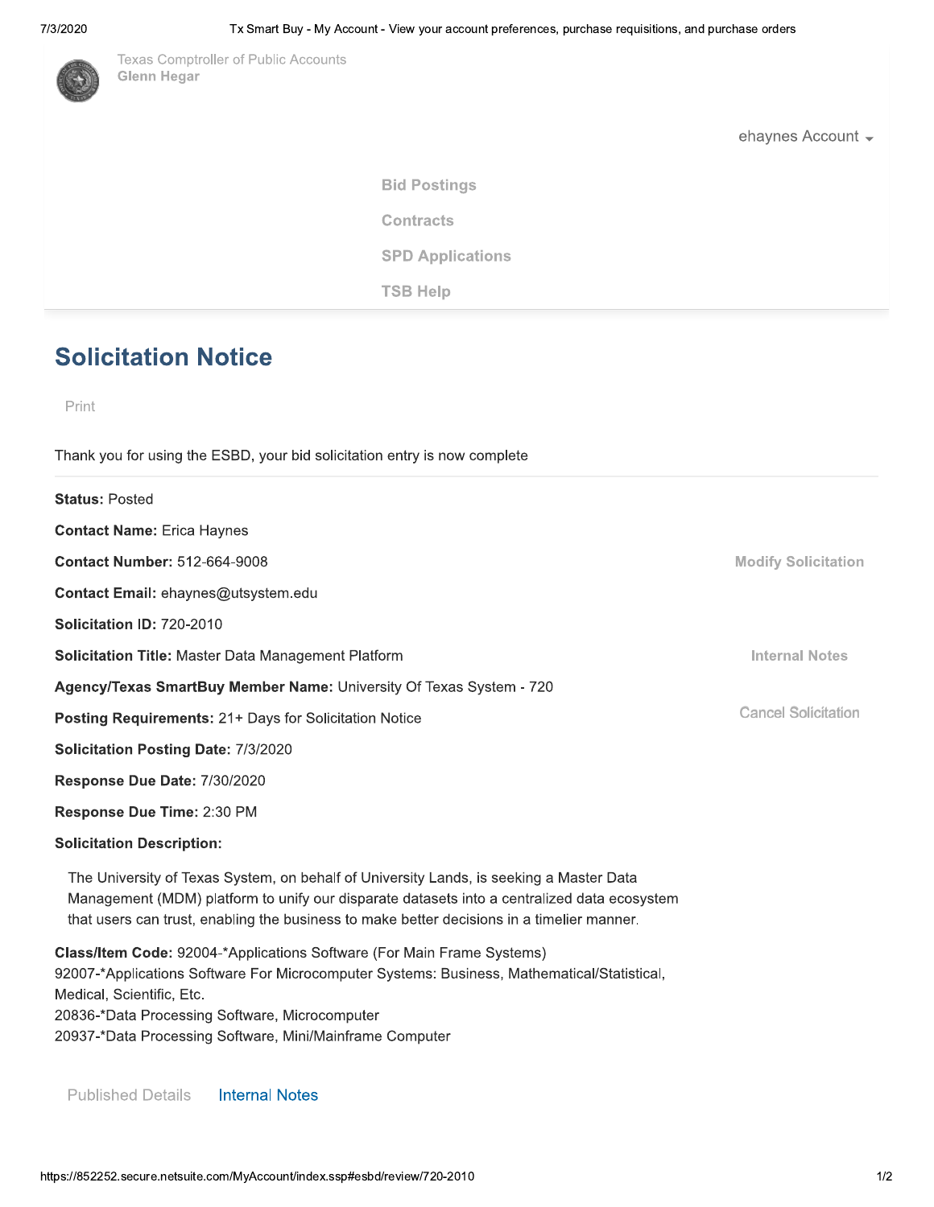Texas Comptroller of Public Accounts
**Glenn Hegar**

ehaynes Account

Bid Postings

Contracts

SPD Applications

TSB Help

# Solicitation Notice

Print

Thank you for using the ESBD, your bid solicitation entry is now complete

**Status:** Posted

**Contact Name:** Erica Haynes

**Contact Number:** 512-664-9008

Modify Solicitation

**Contact Email:** ehaynes@utsystem.edu

**Solicitation ID:** 720-2010

**Solicitation Title:** Master Data Management Platform

Internal Notes

**Agency/Texas SmartBuy Member Name:** University Of Texas System - 720

**Posting Requirements:** 21+ Days for Solicitation Notice

Cancel Solicitation

**Solicitation Posting Date:** 7/3/2020

**Response Due Date:** 7/30/2020

**Response Due Time:** 2:30 PM

**Solicitation Description:**

The University of Texas System, on behalf of University Lands, is seeking a Master Data Management (MDM) platform to unify our disparate datasets into a centralized data ecosystem that users can trust, enabling the business to make better decisions in a timelier manner.

**Class/Item Code:** 92004-*Applications Software (For Main Frame Systems)
92007-*Applications Software For Microcomputer Systems: Business, Mathematical/Statistical, Medical, Scientific, Etc.
20836-*Data Processing Software, Microcomputer
20937-*Data Processing Software, Mini/Mainframe Computer

Published Details    Internal Notes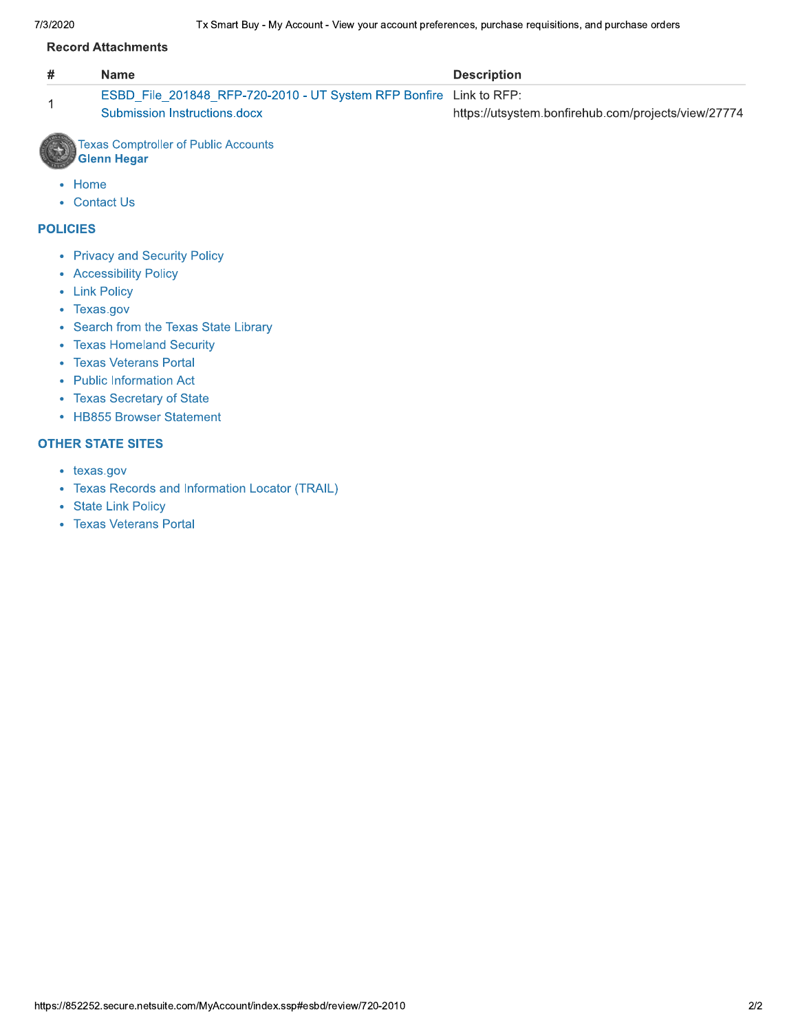### Record Attachments

| # | Name | Description |
| --- | --- | --- |
| 1 | ESBD_File_201848_RFP-720-2010 - UT System RFP Bonfire Submission Instructions.docx | Link to RFP: https://utsystem.bonfirehub.com/projects/view/27774 |

Texas Comptroller of Public Accounts
**Glenn Hegar**

- Home
- Contact Us

## POLICIES

- Privacy and Security Policy
- Accessibility Policy
- Link Policy
- Texas.gov
- Search from the Texas State Library
- Texas Homeland Security
- Texas Veterans Portal
- Public Information Act
- Texas Secretary of State
- HB855 Browser Statement

## OTHER STATE SITES

- texas.gov
- Texas Records and Information Locator (TRAIL)
- State Link Policy
- Texas Veterans Portal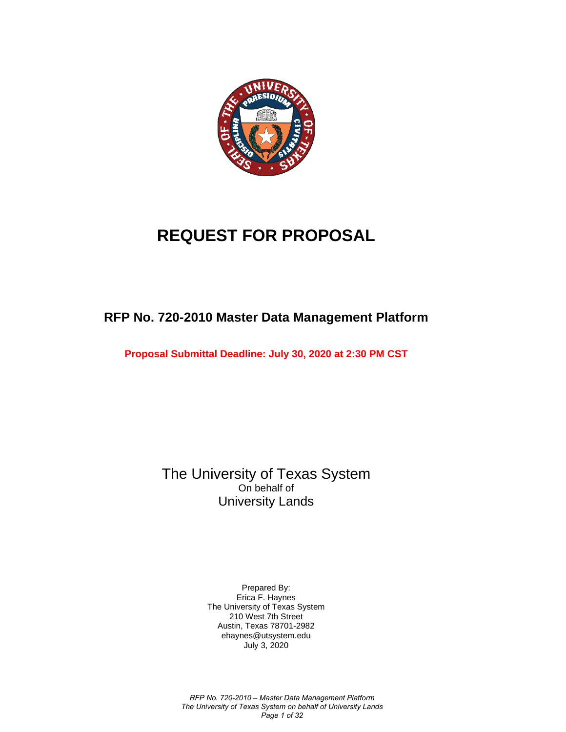# REQUEST FOR PROPOSAL

## RFP No. 720-2010 Master Data Management Platform

**Proposal Submittal Deadline: July 30, 2020 at 2:30 PM CST**

The University of Texas System
On behalf of
University Lands

Prepared By:
Erica F. Haynes
The University of Texas System
210 West 7th Street
Austin, Texas 78701-2982
ehaynes@utsystem.edu
July 3, 2020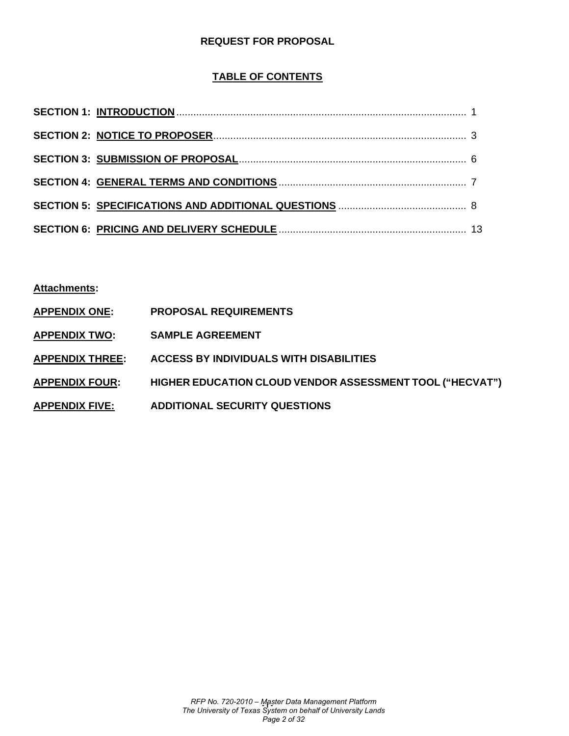# REQUEST FOR PROPOSAL

## TABLE OF CONTENTS

**SECTION 1: INTRODUCTION** ...................................................................................................... 1

**SECTION 2: NOTICE TO PROPOSER** ........................................................................................ 3

**SECTION 3: SUBMISSION OF PROPOSAL** ............................................................................... 6

**SECTION 4: GENERAL TERMS AND CONDITIONS** ................................................................. 7

**SECTION 5: SPECIFICATIONS AND ADDITIONAL QUESTIONS** ............................................ 8

**SECTION 6: PRICING AND DELIVERY SCHEDULE** ................................................................. 13

**Attachments:**

**APPENDIX ONE:** **PROPOSAL REQUIREMENTS**

**APPENDIX TWO:** **SAMPLE AGREEMENT**

**APPENDIX THREE:** **ACCESS BY INDIVIDUALS WITH DISABILITIES**

**APPENDIX FOUR:** **HIGHER EDUCATION CLOUD VENDOR ASSESSMENT TOOL ("HECVAT")**

**APPENDIX FIVE:** **ADDITIONAL SECURITY QUESTIONS**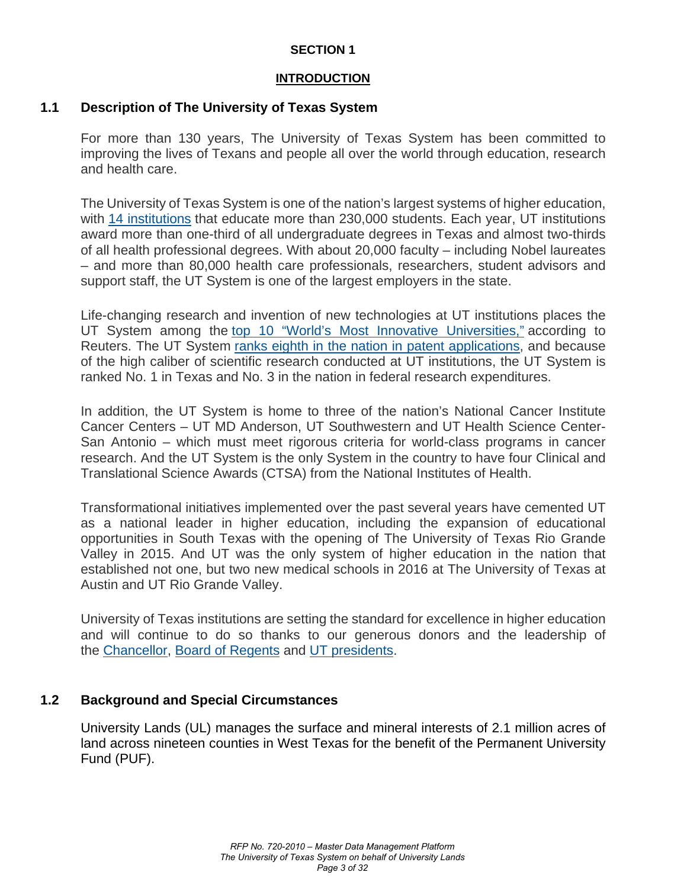# SECTION 1

## INTRODUCTION

### 1.1 Description of The University of Texas System

For more than 130 years, The University of Texas System has been committed to improving the lives of Texans and people all over the world through education, research and health care.

The University of Texas System is one of the nation's largest systems of higher education, with 14 institutions that educate more than 230,000 students. Each year, UT institutions award more than one-third of all undergraduate degrees in Texas and almost two-thirds of all health professional degrees. With about 20,000 faculty – including Nobel laureates – and more than 80,000 health care professionals, researchers, student advisors and support staff, the UT System is one of the largest employers in the state.

Life-changing research and invention of new technologies at UT institutions places the UT System among the top 10 "World's Most Innovative Universities," according to Reuters. The UT System ranks eighth in the nation in patent applications, and because of the high caliber of scientific research conducted at UT institutions, the UT System is ranked No. 1 in Texas and No. 3 in the nation in federal research expenditures.

In addition, the UT System is home to three of the nation's National Cancer Institute Cancer Centers – UT MD Anderson, UT Southwestern and UT Health Science Center-San Antonio – which must meet rigorous criteria for world-class programs in cancer research. And the UT System is the only System in the country to have four Clinical and Translational Science Awards (CTSA) from the National Institutes of Health.

Transformational initiatives implemented over the past several years have cemented UT as a national leader in higher education, including the expansion of educational opportunities in South Texas with the opening of The University of Texas Rio Grande Valley in 2015. And UT was the only system of higher education in the nation that established not one, but two new medical schools in 2016 at The University of Texas at Austin and UT Rio Grande Valley.

University of Texas institutions are setting the standard for excellence in higher education and will continue to do so thanks to our generous donors and the leadership of the Chancellor, Board of Regents and UT presidents.

### 1.2 Background and Special Circumstances

University Lands (UL) manages the surface and mineral interests of 2.1 million acres of land across nineteen counties in West Texas for the benefit of the Permanent University Fund (PUF).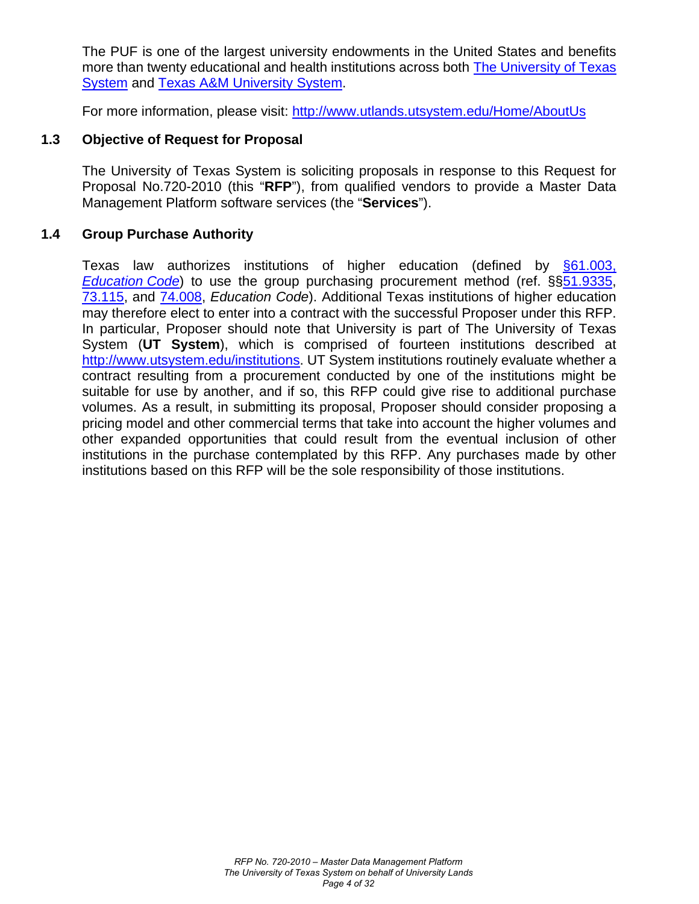The PUF is one of the largest university endowments in the United States and benefits more than twenty educational and health institutions across both The University of Texas System and Texas A&M University System.

For more information, please visit: http://www.utlands.utsystem.edu/Home/AboutUs

### 1.3 Objective of Request for Proposal

The University of Texas System is soliciting proposals in response to this Request for Proposal No.720-2010 (this "**RFP**"), from qualified vendors to provide a Master Data Management Platform software services (the "**Services**").

### 1.4 Group Purchase Authority

Texas law authorizes institutions of higher education (defined by §61.003, *Education Code*) to use the group purchasing procurement method (ref. §§51.9335, 73.115, and 74.008, *Education Code*). Additional Texas institutions of higher education may therefore elect to enter into a contract with the successful Proposer under this RFP. In particular, Proposer should note that University is part of The University of Texas System (**UT System**), which is comprised of fourteen institutions described at http://www.utsystem.edu/institutions. UT System institutions routinely evaluate whether a contract resulting from a procurement conducted by one of the institutions might be suitable for use by another, and if so, this RFP could give rise to additional purchase volumes. As a result, in submitting its proposal, Proposer should consider proposing a pricing model and other commercial terms that take into account the higher volumes and other expanded opportunities that could result from the eventual inclusion of other institutions in the purchase contemplated by this RFP. Any purchases made by other institutions based on this RFP will be the sole responsibility of those institutions.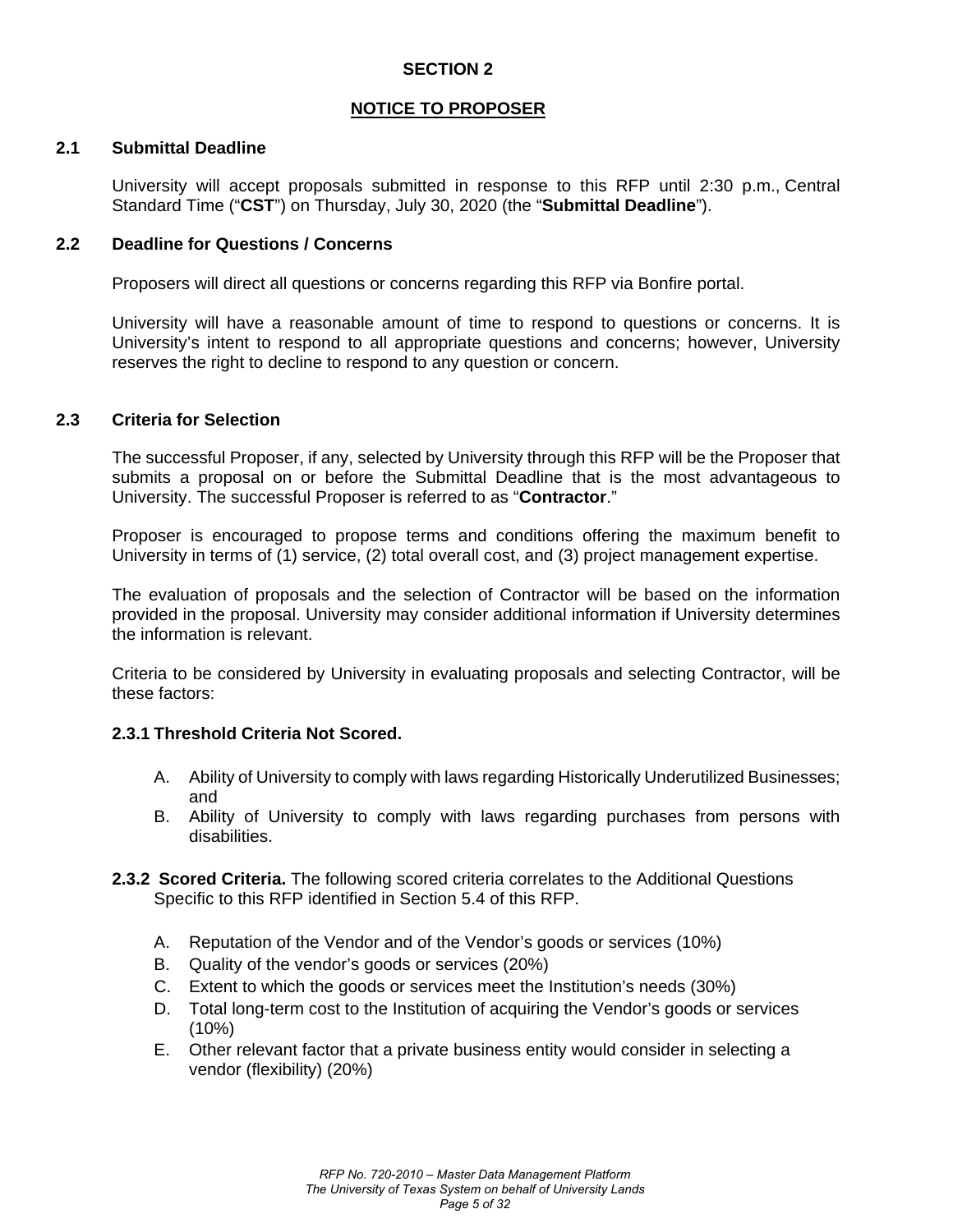# SECTION 2

## NOTICE TO PROPOSER

### 2.1 Submittal Deadline

University will accept proposals submitted in response to this RFP until 2:30 p.m., Central Standard Time ("**CST**") on Thursday, July 30, 2020 (the "**Submittal Deadline**").

### 2.2 Deadline for Questions / Concerns

Proposers will direct all questions or concerns regarding this RFP via Bonfire portal.

University will have a reasonable amount of time to respond to questions or concerns. It is University's intent to respond to all appropriate questions and concerns; however, University reserves the right to decline to respond to any question or concern.

### 2.3 Criteria for Selection

The successful Proposer, if any, selected by University through this RFP will be the Proposer that submits a proposal on or before the Submittal Deadline that is the most advantageous to University. The successful Proposer is referred to as "**Contractor**."

Proposer is encouraged to propose terms and conditions offering the maximum benefit to University in terms of (1) service, (2) total overall cost, and (3) project management expertise.

The evaluation of proposals and the selection of Contractor will be based on the information provided in the proposal. University may consider additional information if University determines the information is relevant.

Criteria to be considered by University in evaluating proposals and selecting Contractor, will be these factors:

**2.3.1 Threshold Criteria Not Scored.**

A. Ability of University to comply with laws regarding Historically Underutilized Businesses; and
B. Ability of University to comply with laws regarding purchases from persons with disabilities.

**2.3.2 Scored Criteria.** The following scored criteria correlates to the Additional Questions Specific to this RFP identified in Section 5.4 of this RFP.

A. Reputation of the Vendor and of the Vendor's goods or services (10%)
B. Quality of the vendor's goods or services (20%)
C. Extent to which the goods or services meet the Institution's needs (30%)
D. Total long-term cost to the Institution of acquiring the Vendor's goods or services (10%)
E. Other relevant factor that a private business entity would consider in selecting a vendor (flexibility) (20%)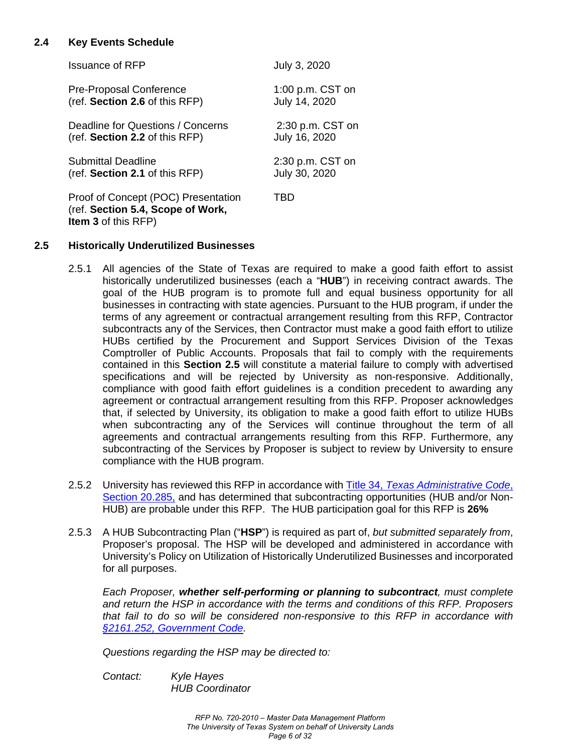### 2.4 Key Events Schedule

| | |
|---|---|
| Issuance of RFP | July 3, 2020 |
| Pre-Proposal Conference (ref. **Section 2.6** of this RFP) | 1:00 p.m. CST on July 14, 2020 |
| Deadline for Questions / Concerns (ref. **Section 2.2** of this RFP) | 2:30 p.m. CST on July 16, 2020 |
| Submittal Deadline (ref. **Section 2.1** of this RFP) | 2:30 p.m. CST on July 30, 2020 |
| Proof of Concept (POC) Presentation (ref. **Section 5.4, Scope of Work, Item 3** of this RFP) | TBD |

### 2.5 Historically Underutilized Businesses

2.5.1 All agencies of the State of Texas are required to make a good faith effort to assist historically underutilized businesses (each a "**HUB**") in receiving contract awards. The goal of the HUB program is to promote full and equal business opportunity for all businesses in contracting with state agencies. Pursuant to the HUB program, if under the terms of any agreement or contractual arrangement resulting from this RFP, Contractor subcontracts any of the Services, then Contractor must make a good faith effort to utilize HUBs certified by the Procurement and Support Services Division of the Texas Comptroller of Public Accounts. Proposals that fail to comply with the requirements contained in this **Section 2.5** will constitute a material failure to comply with advertised specifications and will be rejected by University as non-responsive. Additionally, compliance with good faith effort guidelines is a condition precedent to awarding any agreement or contractual arrangement resulting from this RFP. Proposer acknowledges that, if selected by University, its obligation to make a good faith effort to utilize HUBs when subcontracting any of the Services will continue throughout the term of all agreements and contractual arrangements resulting from this RFP. Furthermore, any subcontracting of the Services by Proposer is subject to review by University to ensure compliance with the HUB program.

2.5.2 University has reviewed this RFP in accordance with Title 34, *Texas Administrative Code*, Section 20.285, and has determined that subcontracting opportunities (HUB and/or Non-HUB) are probable under this RFP. The HUB participation goal for this RFP is **26%**

2.5.3 A HUB Subcontracting Plan ("**HSP**") is required as part of, *but submitted separately from*, Proposer's proposal. The HSP will be developed and administered in accordance with University's Policy on Utilization of Historically Underutilized Businesses and incorporated for all purposes.

*Each Proposer, **whether self-performing or planning to subcontract**, must complete and return the HSP in accordance with the terms and conditions of this RFP. Proposers that fail to do so will be considered non-responsive to this RFP in accordance with §2161.252, Government Code.*

*Questions regarding the HSP may be directed to:*

*Contact:* *Kyle Hayes*
*HUB Coordinator*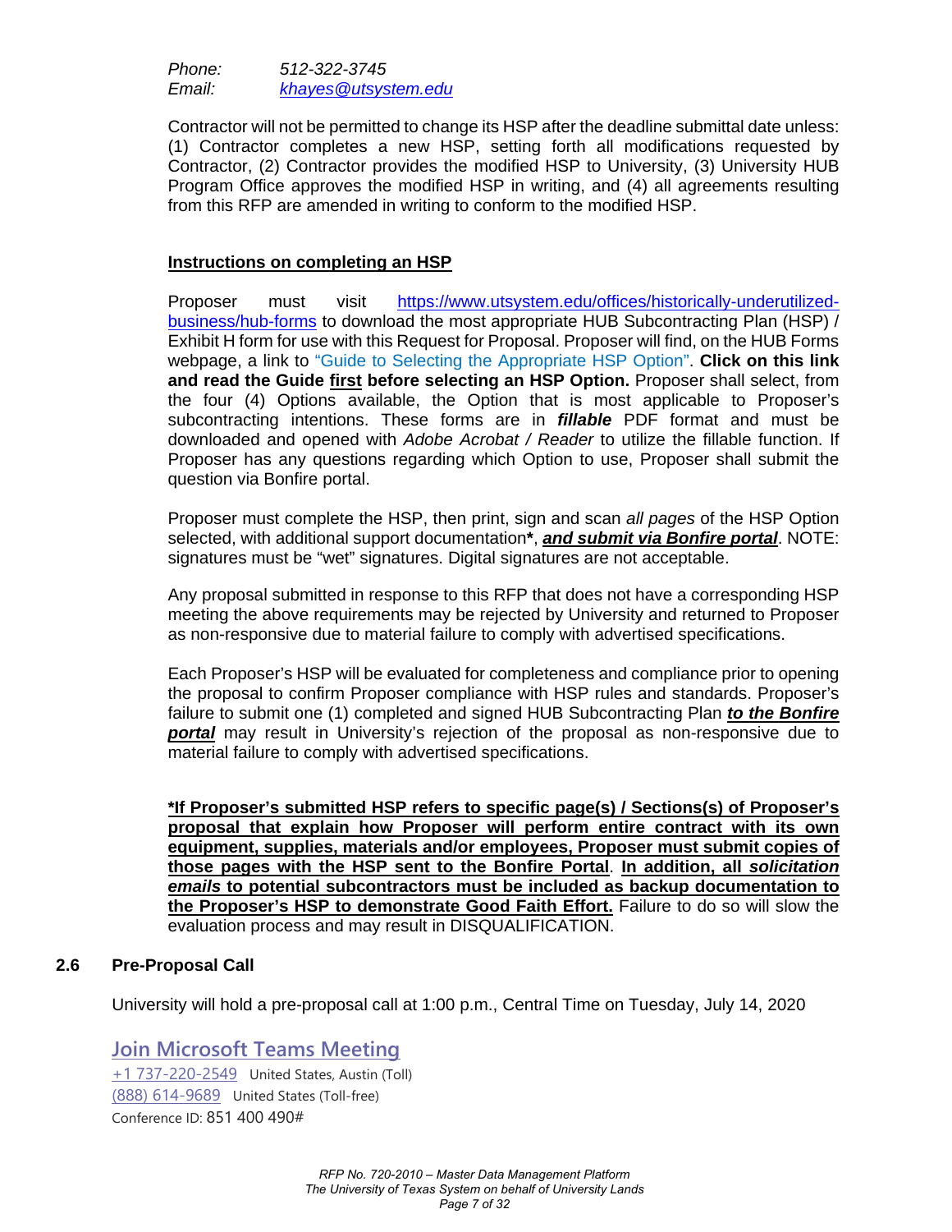*Phone:* *512-322-3745*
*Email:* *khayes@utsystem.edu*

Contractor will not be permitted to change its HSP after the deadline submittal date unless: (1) Contractor completes a new HSP, setting forth all modifications requested by Contractor, (2) Contractor provides the modified HSP to University, (3) University HUB Program Office approves the modified HSP in writing, and (4) all agreements resulting from this RFP are amended in writing to conform to the modified HSP.

**Instructions on completing an HSP**

Proposer must visit https://www.utsystem.edu/offices/historically-underutilized-business/hub-forms to download the most appropriate HUB Subcontracting Plan (HSP) / Exhibit H form for use with this Request for Proposal. Proposer will find, on the HUB Forms webpage, a link to "Guide to Selecting the Appropriate HSP Option". **Click on this link and read the Guide first before selecting an HSP Option.** Proposer shall select, from the four (4) Options available, the Option that is most applicable to Proposer's subcontracting intentions. These forms are in ***fillable*** PDF format and must be downloaded and opened with *Adobe Acrobat / Reader* to utilize the fillable function. If Proposer has any questions regarding which Option to use, Proposer shall submit the question via Bonfire portal.

Proposer must complete the HSP, then print, sign and scan *all pages* of the HSP Option selected, with additional support documentation**\***, ***and submit via Bonfire portal***. NOTE: signatures must be "wet" signatures. Digital signatures are not acceptable.

Any proposal submitted in response to this RFP that does not have a corresponding HSP meeting the above requirements may be rejected by University and returned to Proposer as non-responsive due to material failure to comply with advertised specifications.

Each Proposer's HSP will be evaluated for completeness and compliance prior to opening the proposal to confirm Proposer compliance with HSP rules and standards. Proposer's failure to submit one (1) completed and signed HUB Subcontracting Plan ***to the Bonfire portal*** may result in University's rejection of the proposal as non-responsive due to material failure to comply with advertised specifications.

**\*If Proposer's submitted HSP refers to specific page(s) / Sections(s) of Proposer's proposal that explain how Proposer will perform entire contract with its own equipment, supplies, materials and/or employees, Proposer must submit copies of those pages with the HSP sent to the Bonfire Portal**. **In addition, all *solicitation emails* to potential subcontractors must be included as backup documentation to the Proposer's HSP to demonstrate Good Faith Effort.** Failure to do so will slow the evaluation process and may result in DISQUALIFICATION.

## 2.6 Pre-Proposal Call

University will hold a pre-proposal call at 1:00 p.m., Central Time on Tuesday, July 14, 2020

**Join Microsoft Teams Meeting**
+1 737-220-2549 United States, Austin (Toll)
(888) 614-9689 United States (Toll-free)
Conference ID: 851 400 490#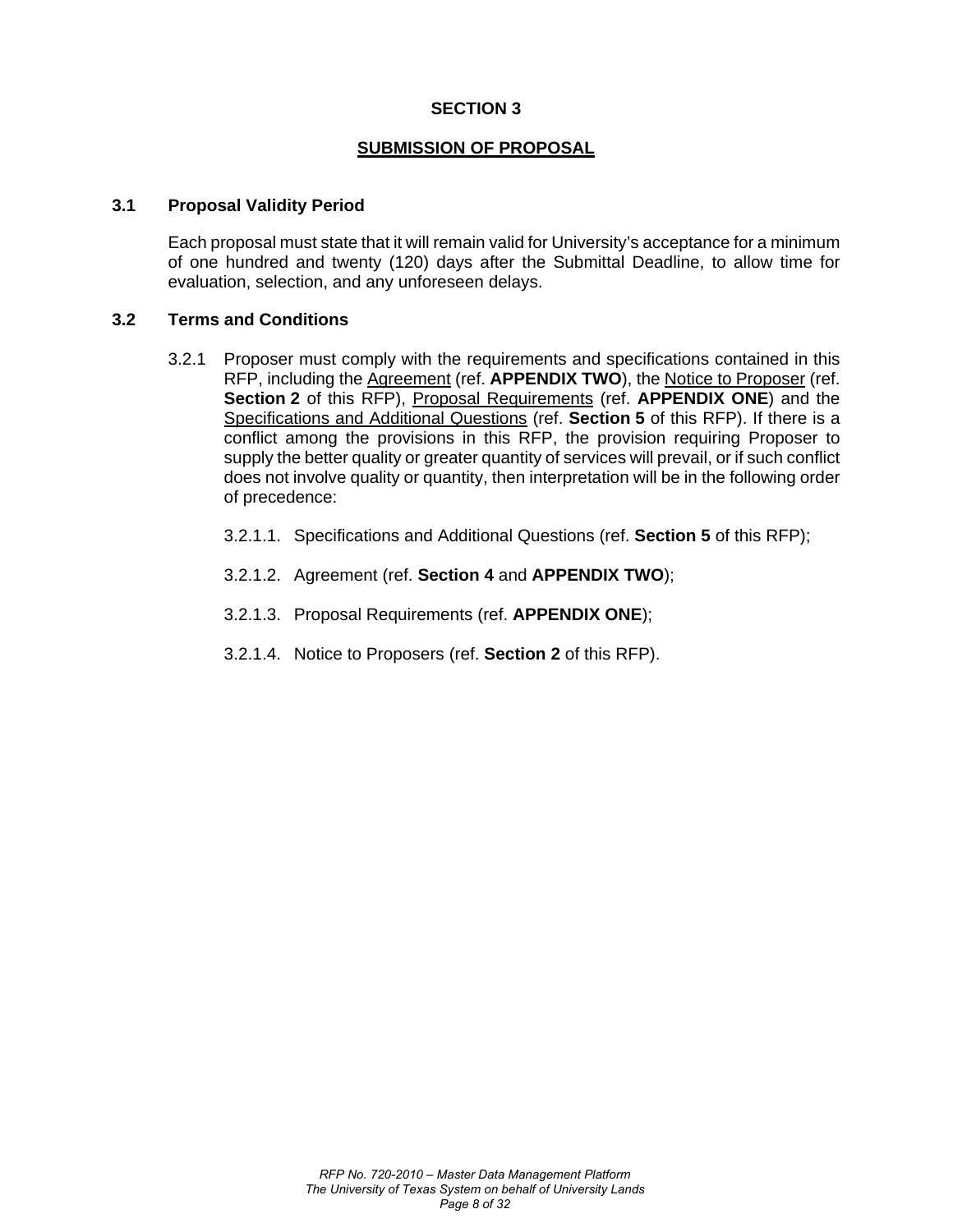# SECTION 3

## SUBMISSION OF PROPOSAL

### 3.1 Proposal Validity Period

Each proposal must state that it will remain valid for University's acceptance for a minimum of one hundred and twenty (120) days after the Submittal Deadline, to allow time for evaluation, selection, and any unforeseen delays.

### 3.2 Terms and Conditions

3.2.1 Proposer must comply with the requirements and specifications contained in this RFP, including the Agreement (ref. **APPENDIX TWO**), the Notice to Proposer (ref. **Section 2** of this RFP), Proposal Requirements (ref. **APPENDIX ONE**) and the Specifications and Additional Questions (ref. **Section 5** of this RFP). If there is a conflict among the provisions in this RFP, the provision requiring Proposer to supply the better quality or greater quantity of services will prevail, or if such conflict does not involve quality or quantity, then interpretation will be in the following order of precedence:

3.2.1.1. Specifications and Additional Questions (ref. **Section 5** of this RFP);

3.2.1.2. Agreement (ref. **Section 4** and **APPENDIX TWO**);

3.2.1.3. Proposal Requirements (ref. **APPENDIX ONE**);

3.2.1.4. Notice to Proposers (ref. **Section 2** of this RFP).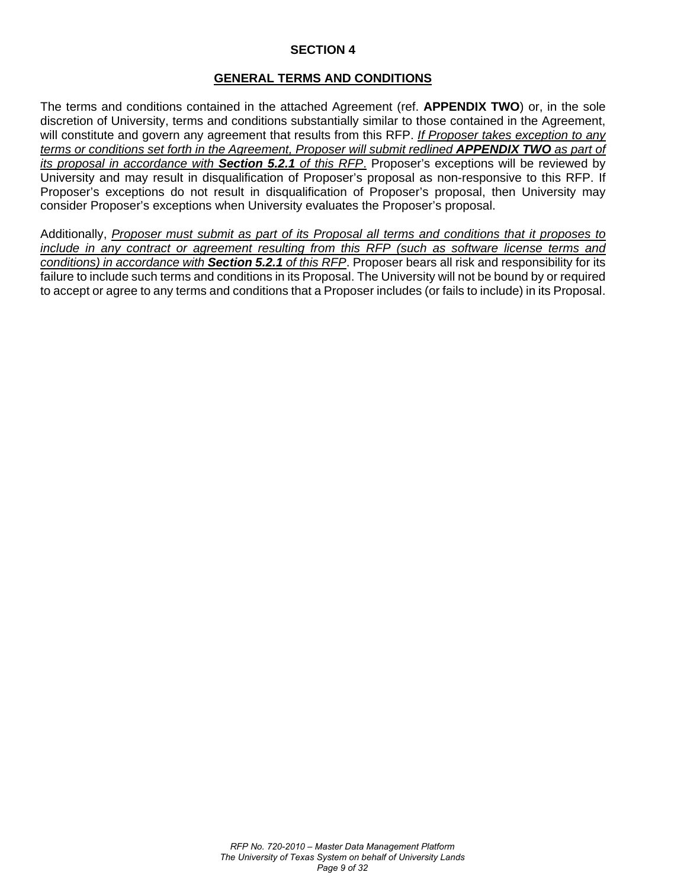# SECTION 4

## GENERAL TERMS AND CONDITIONS

The terms and conditions contained in the attached Agreement (ref. **APPENDIX TWO**) or, in the sole discretion of University, terms and conditions substantially similar to those contained in the Agreement, will constitute and govern any agreement that results from this RFP. *If Proposer takes exception to any terms or conditions set forth in the Agreement, Proposer will submit redlined **APPENDIX TWO** as part of its proposal in accordance with **Section 5.2.1** of this RFP*. Proposer's exceptions will be reviewed by University and may result in disqualification of Proposer's proposal as non-responsive to this RFP. If Proposer's exceptions do not result in disqualification of Proposer's proposal, then University may consider Proposer's exceptions when University evaluates the Proposer's proposal.

Additionally, *Proposer must submit as part of its Proposal all terms and conditions that it proposes to include in any contract or agreement resulting from this RFP (such as software license terms and conditions) in accordance with **Section 5.2.1** of this RFP*. Proposer bears all risk and responsibility for its failure to include such terms and conditions in its Proposal. The University will not be bound by or required to accept or agree to any terms and conditions that a Proposer includes (or fails to include) in its Proposal.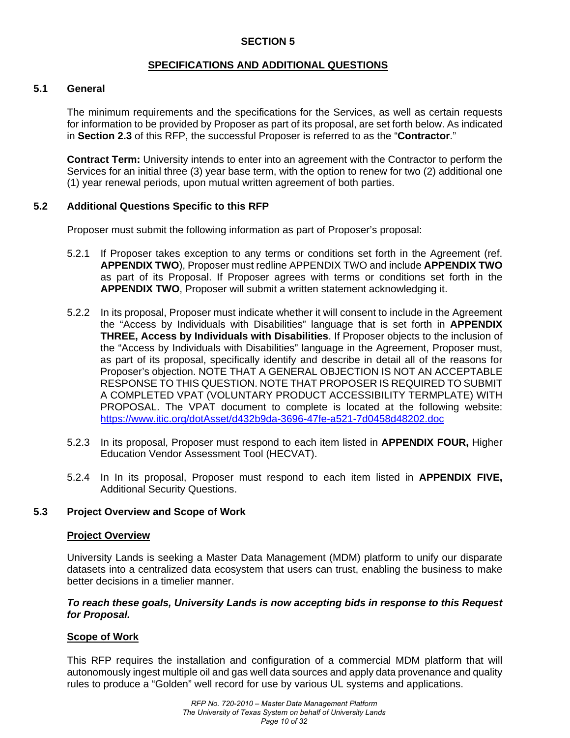## SECTION 5

## SPECIFICATIONS AND ADDITIONAL QUESTIONS

### 5.1 General

The minimum requirements and the specifications for the Services, as well as certain requests for information to be provided by Proposer as part of its proposal, are set forth below. As indicated in **Section 2.3** of this RFP, the successful Proposer is referred to as the "**Contractor**."

**Contract Term:** University intends to enter into an agreement with the Contractor to perform the Services for an initial three (3) year base term, with the option to renew for two (2) additional one (1) year renewal periods, upon mutual written agreement of both parties.

### 5.2 Additional Questions Specific to this RFP

Proposer must submit the following information as part of Proposer's proposal:

5.2.1 If Proposer takes exception to any terms or conditions set forth in the Agreement (ref. **APPENDIX TWO**), Proposer must redline APPENDIX TWO and include **APPENDIX TWO** as part of its Proposal. If Proposer agrees with terms or conditions set forth in the **APPENDIX TWO**, Proposer will submit a written statement acknowledging it.

5.2.2 In its proposal, Proposer must indicate whether it will consent to include in the Agreement the "Access by Individuals with Disabilities" language that is set forth in **APPENDIX THREE, Access by Individuals with Disabilities**. If Proposer objects to the inclusion of the "Access by Individuals with Disabilities" language in the Agreement, Proposer must, as part of its proposal, specifically identify and describe in detail all of the reasons for Proposer's objection. NOTE THAT A GENERAL OBJECTION IS NOT AN ACCEPTABLE RESPONSE TO THIS QUESTION. NOTE THAT PROPOSER IS REQUIRED TO SUBMIT A COMPLETED VPAT (VOLUNTARY PRODUCT ACCESSIBILITY TERMPLATE) WITH PROPOSAL. The VPAT document to complete is located at the following website: https://www.itic.org/dotAsset/d432b9da-3696-47fe-a521-7d0458d48202.doc

5.2.3 In its proposal, Proposer must respond to each item listed in **APPENDIX FOUR,** Higher Education Vendor Assessment Tool (HECVAT).

5.2.4 In In its proposal, Proposer must respond to each item listed in **APPENDIX FIVE,** Additional Security Questions.

### 5.3 Project Overview and Scope of Work

**Project Overview**

University Lands is seeking a Master Data Management (MDM) platform to unify our disparate datasets into a centralized data ecosystem that users can trust, enabling the business to make better decisions in a timelier manner.

***To reach these goals, University Lands is now accepting bids in response to this Request for Proposal.***

**Scope of Work**

This RFP requires the installation and configuration of a commercial MDM platform that will autonomously ingest multiple oil and gas well data sources and apply data provenance and quality rules to produce a "Golden" well record for use by various UL systems and applications.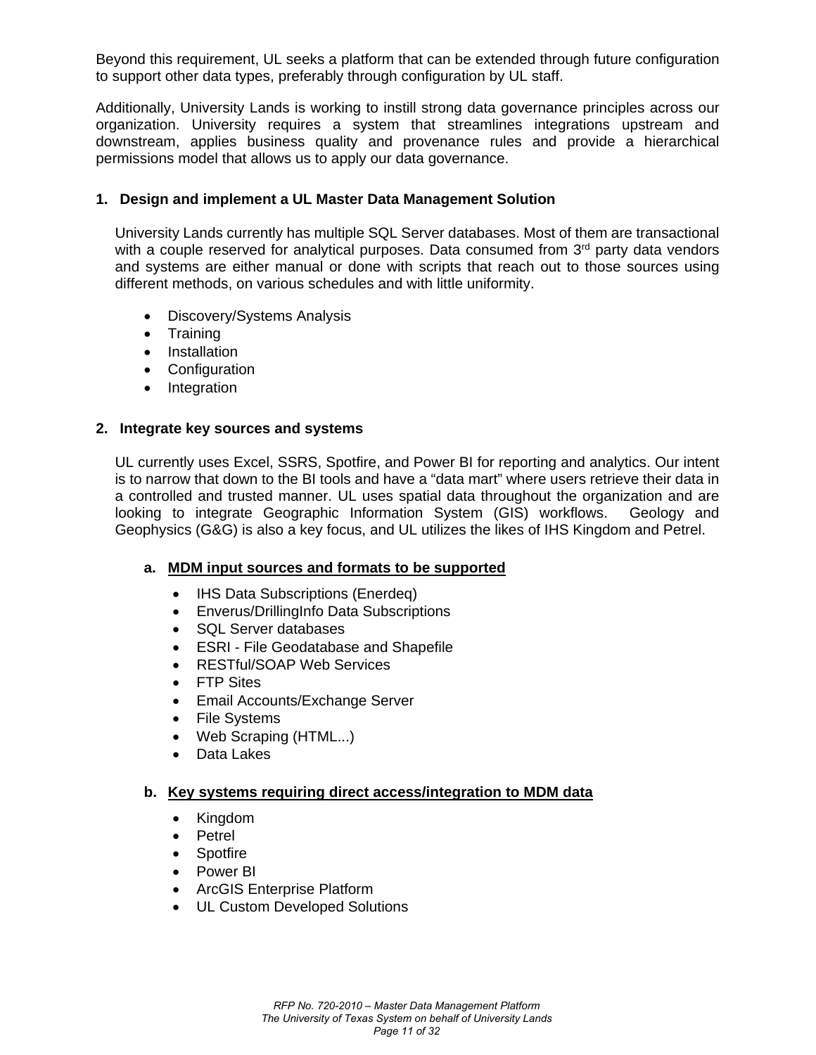Beyond this requirement, UL seeks a platform that can be extended through future configuration to support other data types, preferably through configuration by UL staff.

Additionally, University Lands is working to instill strong data governance principles across our organization. University requires a system that streamlines integrations upstream and downstream, applies business quality and provenance rules and provide a hierarchical permissions model that allows us to apply our data governance.

## 1. Design and implement a UL Master Data Management Solution

University Lands currently has multiple SQL Server databases. Most of them are transactional with a couple reserved for analytical purposes. Data consumed from 3rd party data vendors and systems are either manual or done with scripts that reach out to those sources using different methods, on various schedules and with little uniformity.

- Discovery/Systems Analysis
- Training
- Installation
- Configuration
- Integration

## 2. Integrate key sources and systems

UL currently uses Excel, SSRS, Spotfire, and Power BI for reporting and analytics. Our intent is to narrow that down to the BI tools and have a “data mart” where users retrieve their data in a controlled and trusted manner. UL uses spatial data throughout the organization and are looking to integrate Geographic Information System (GIS) workflows. Geology and Geophysics (G&G) is also a key focus, and UL utilizes the likes of IHS Kingdom and Petrel.

### a. MDM input sources and formats to be supported

- IHS Data Subscriptions (Enerdeq)
- Enverus/DrillingInfo Data Subscriptions
- SQL Server databases
- ESRI - File Geodatabase and Shapefile
- RESTful/SOAP Web Services
- FTP Sites
- Email Accounts/Exchange Server
- File Systems
- Web Scraping (HTML...)
- Data Lakes

### b. Key systems requiring direct access/integration to MDM data

- Kingdom
- Petrel
- Spotfire
- Power BI
- ArcGIS Enterprise Platform
- UL Custom Developed Solutions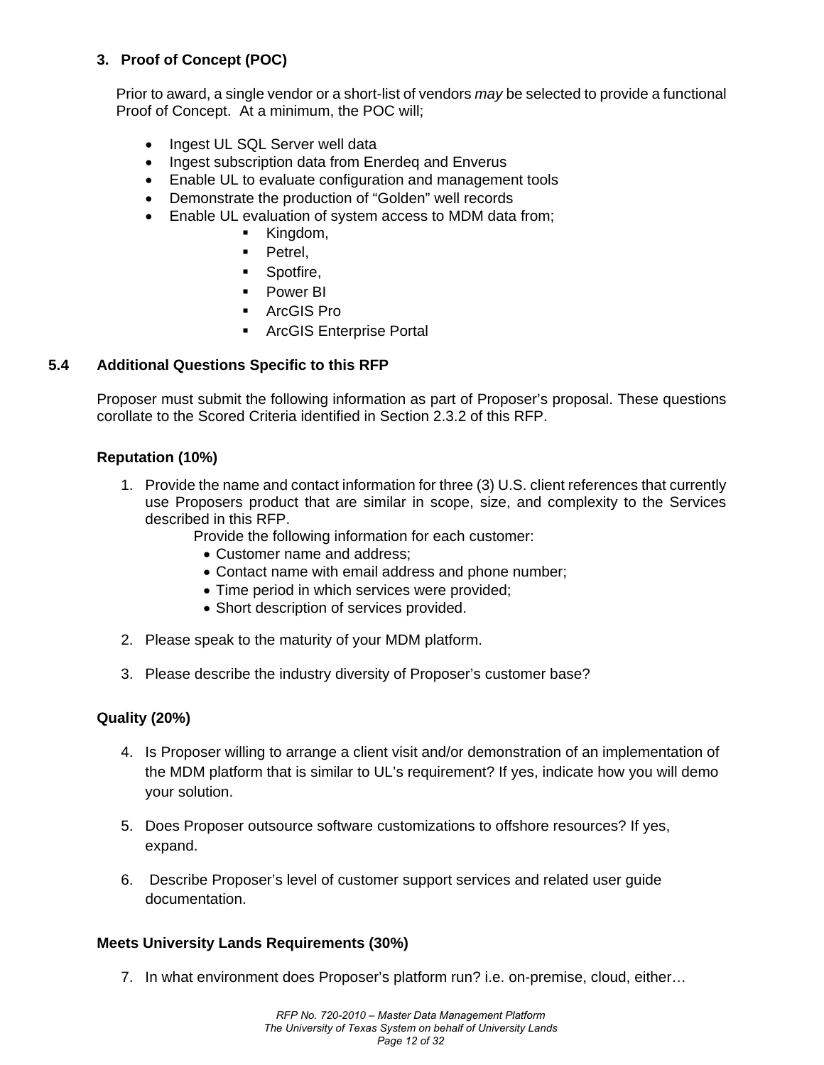### 3. Proof of Concept (POC)

Prior to award, a single vendor or a short-list of vendors *may* be selected to provide a functional Proof of Concept. At a minimum, the POC will;

- Ingest UL SQL Server well data
- Ingest subscription data from Enerdeq and Enverus
- Enable UL to evaluate configuration and management tools
- Demonstrate the production of “Golden” well records
- Enable UL evaluation of system access to MDM data from;
  - Kingdom,
  - Petrel,
  - Spotfire,
  - Power BI
  - ArcGIS Pro
  - ArcGIS Enterprise Portal

## 5.4 Additional Questions Specific to this RFP

Proposer must submit the following information as part of Proposer’s proposal. These questions corollate to the Scored Criteria identified in Section 2.3.2 of this RFP.

**Reputation (10%)**

1. Provide the name and contact information for three (3) U.S. client references that currently use Proposers product that are similar in scope, size, and complexity to the Services described in this RFP.

   Provide the following information for each customer:
   - Customer name and address;
   - Contact name with email address and phone number;
   - Time period in which services were provided;
   - Short description of services provided.

2. Please speak to the maturity of your MDM platform.

3. Please describe the industry diversity of Proposer’s customer base?

**Quality (20%)**

4. Is Proposer willing to arrange a client visit and/or demonstration of an implementation of the MDM platform that is similar to UL’s requirement? If yes, indicate how you will demo your solution.

5. Does Proposer outsource software customizations to offshore resources? If yes, expand.

6. Describe Proposer’s level of customer support services and related user guide documentation.

**Meets University Lands Requirements (30%)**

7. In what environment does Proposer’s platform run? i.e. on-premise, cloud, either…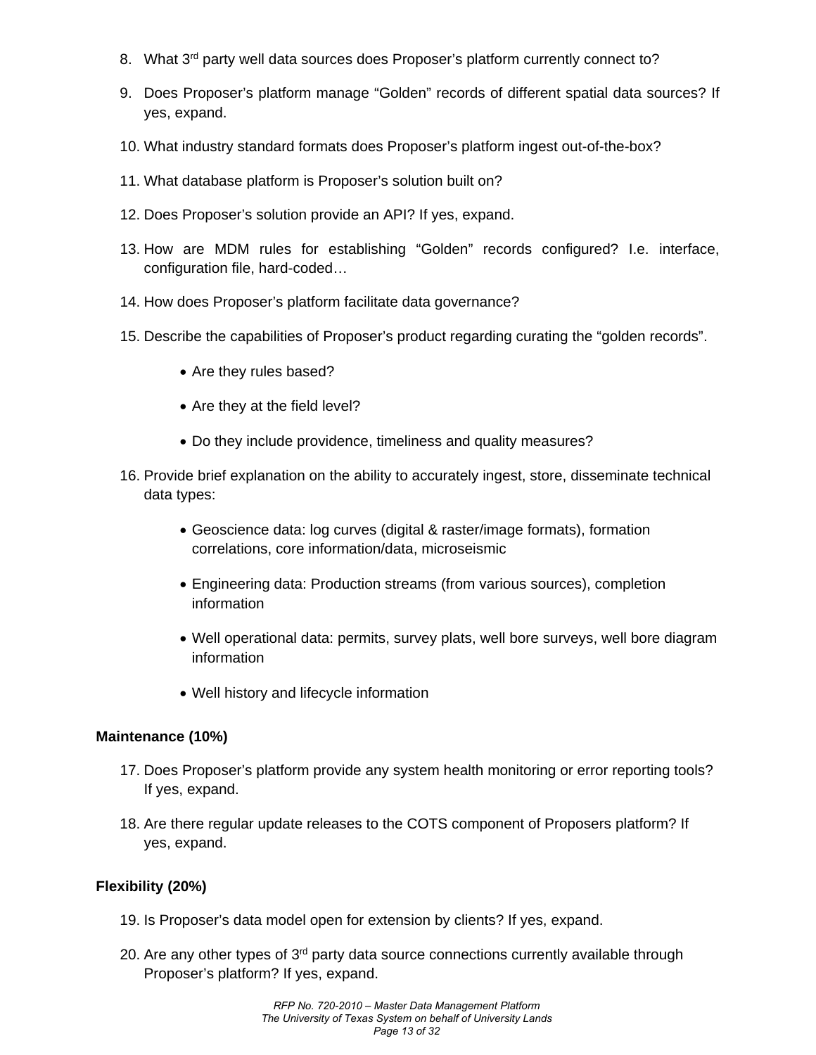8. What 3rd party well data sources does Proposer's platform currently connect to?

9. Does Proposer's platform manage "Golden" records of different spatial data sources? If yes, expand.

10. What industry standard formats does Proposer's platform ingest out-of-the-box?

11. What database platform is Proposer's solution built on?

12. Does Proposer's solution provide an API? If yes, expand.

13. How are MDM rules for establishing "Golden" records configured? I.e. interface, configuration file, hard-coded…

14. How does Proposer's platform facilitate data governance?

15. Describe the capabilities of Proposer's product regarding curating the "golden records".

    - Are they rules based?
    - Are they at the field level?
    - Do they include providence, timeliness and quality measures?

16. Provide brief explanation on the ability to accurately ingest, store, disseminate technical data types:

    - Geoscience data: log curves (digital & raster/image formats), formation correlations, core information/data, microseismic
    - Engineering data: Production streams (from various sources), completion information
    - Well operational data: permits, survey plats, well bore surveys, well bore diagram information
    - Well history and lifecycle information

**Maintenance (10%)**

17. Does Proposer's platform provide any system health monitoring or error reporting tools? If yes, expand.

18. Are there regular update releases to the COTS component of Proposers platform? If yes, expand.

**Flexibility (20%)**

19. Is Proposer's data model open for extension by clients? If yes, expand.

20. Are any other types of 3rd party data source connections currently available through Proposer's platform? If yes, expand.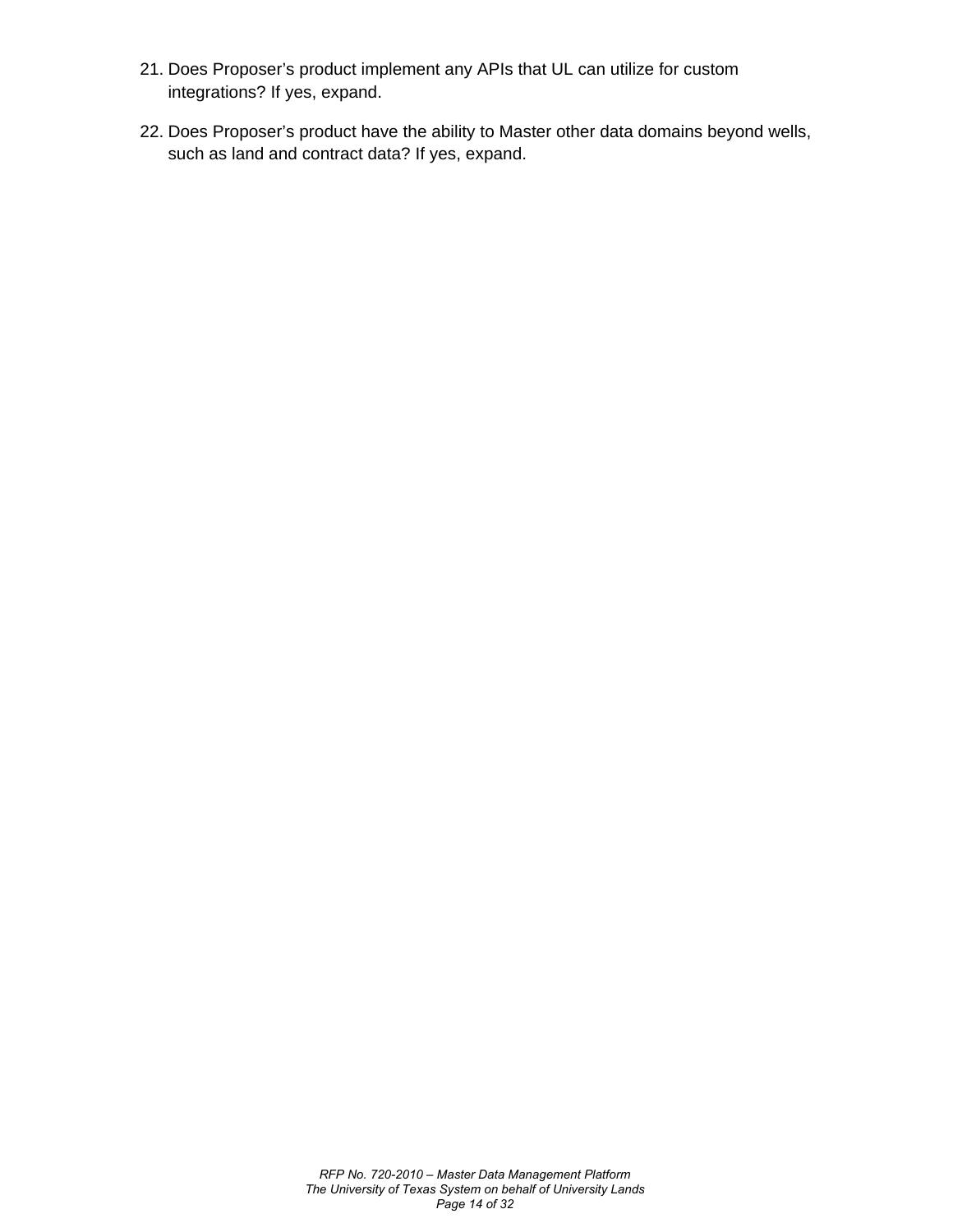21. Does Proposer’s product implement any APIs that UL can utilize for custom integrations? If yes, expand.

22. Does Proposer’s product have the ability to Master other data domains beyond wells, such as land and contract data? If yes, expand.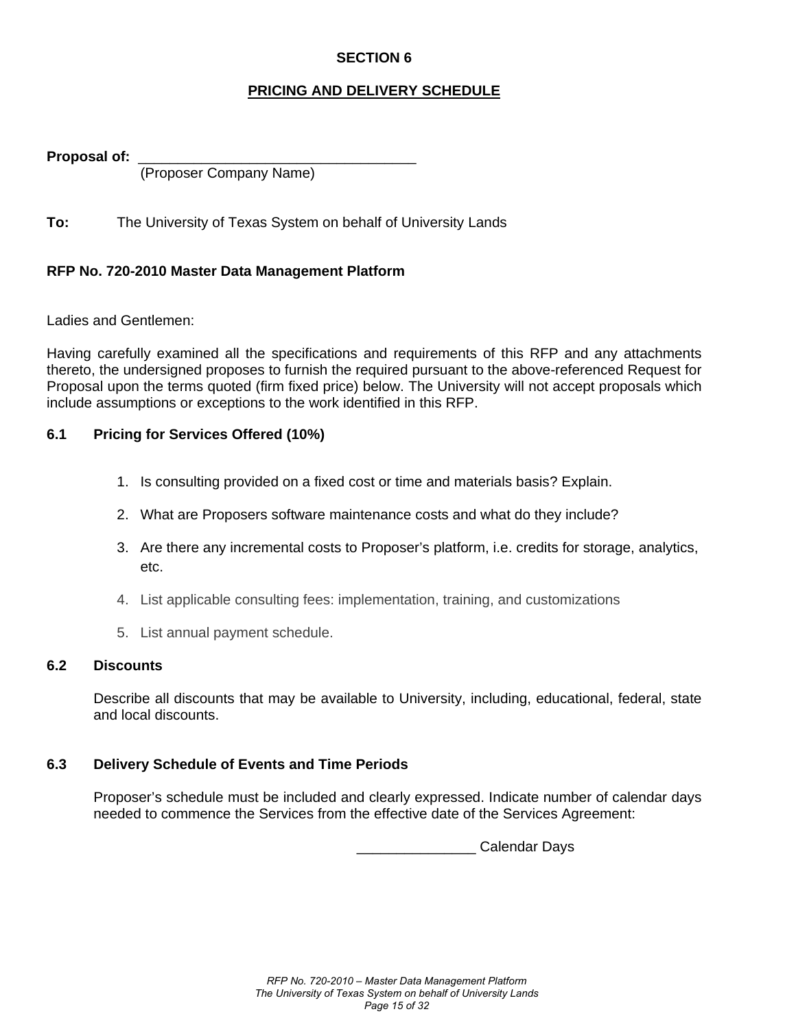## SECTION 6

## PRICING AND DELIVERY SCHEDULE

**Proposal of:** ___________________________________
(Proposer Company Name)

**To:** The University of Texas System on behalf of University Lands

**RFP No. 720-2010 Master Data Management Platform**

Ladies and Gentlemen:

Having carefully examined all the specifications and requirements of this RFP and any attachments thereto, the undersigned proposes to furnish the required pursuant to the above-referenced Request for Proposal upon the terms quoted (firm fixed price) below. The University will not accept proposals which include assumptions or exceptions to the work identified in this RFP.

### 6.1 Pricing for Services Offered (10%)

1. Is consulting provided on a fixed cost or time and materials basis? Explain.
2. What are Proposers software maintenance costs and what do they include?
3. Are there any incremental costs to Proposer's platform, i.e. credits for storage, analytics, etc.
4. List applicable consulting fees: implementation, training, and customizations
5. List annual payment schedule.

### 6.2 Discounts

Describe all discounts that may be available to University, including, educational, federal, state and local discounts.

### 6.3 Delivery Schedule of Events and Time Periods

Proposer's schedule must be included and clearly expressed. Indicate number of calendar days needed to commence the Services from the effective date of the Services Agreement:

_______________ Calendar Days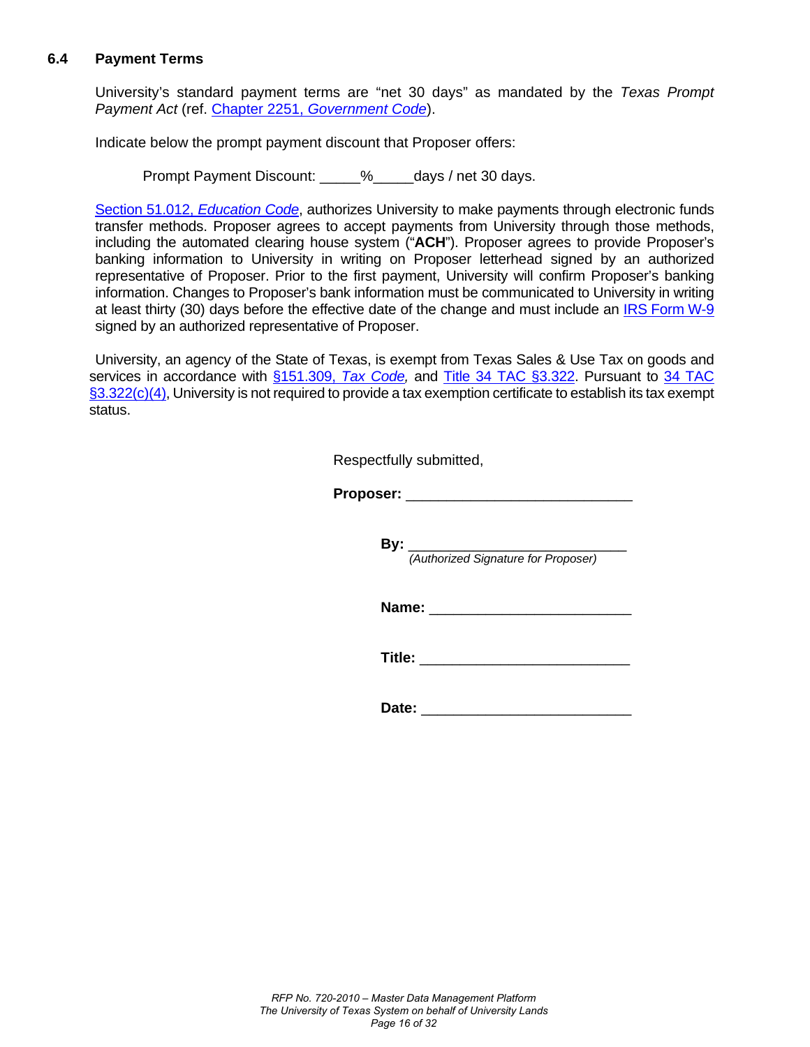### 6.4 Payment Terms

University's standard payment terms are "net 30 days" as mandated by the *Texas Prompt Payment Act* (ref. Chapter 2251, *Government Code*).

Indicate below the prompt payment discount that Proposer offers:

Prompt Payment Discount: _____%_____days / net 30 days.

Section 51.012, *Education Code*, authorizes University to make payments through electronic funds transfer methods. Proposer agrees to accept payments from University through those methods, including the automated clearing house system ("**ACH**"). Proposer agrees to provide Proposer's banking information to University in writing on Proposer letterhead signed by an authorized representative of Proposer. Prior to the first payment, University will confirm Proposer's banking information. Changes to Proposer's bank information must be communicated to University in writing at least thirty (30) days before the effective date of the change and must include an IRS Form W-9 signed by an authorized representative of Proposer.

University, an agency of the State of Texas, is exempt from Texas Sales & Use Tax on goods and services in accordance with §151.309, *Tax Code*, and Title 34 TAC §3.322. Pursuant to 34 TAC §3.322(c)(4), University is not required to provide a tax exemption certificate to establish its tax exempt status.

Respectfully submitted,

**Proposer:** ____________________________

**By:** ___________________________
*(Authorized Signature for Proposer)*

**Name:** ________________________

**Title:** _________________________

**Date:** _________________________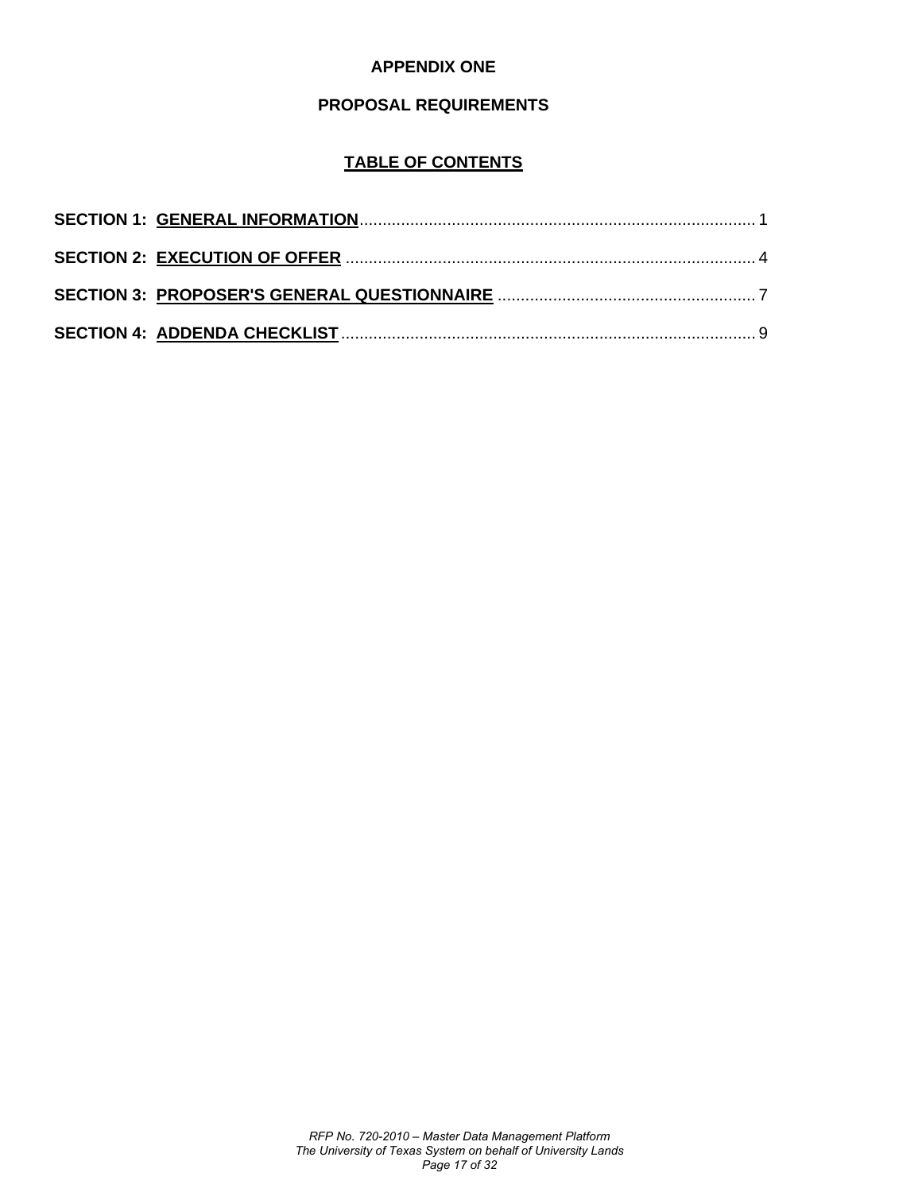**APPENDIX ONE**

**PROPOSAL REQUIREMENTS**

**TABLE OF CONTENTS**

**SECTION 1: GENERAL INFORMATION** ........................................................................................ 1

**SECTION 2: EXECUTION OF OFFER** ........................................................................................ 4

**SECTION 3: PROPOSER'S GENERAL QUESTIONNAIRE** ....................................................... 7

**SECTION 4: ADDENDA CHECKLIST** ......................................................................................... 9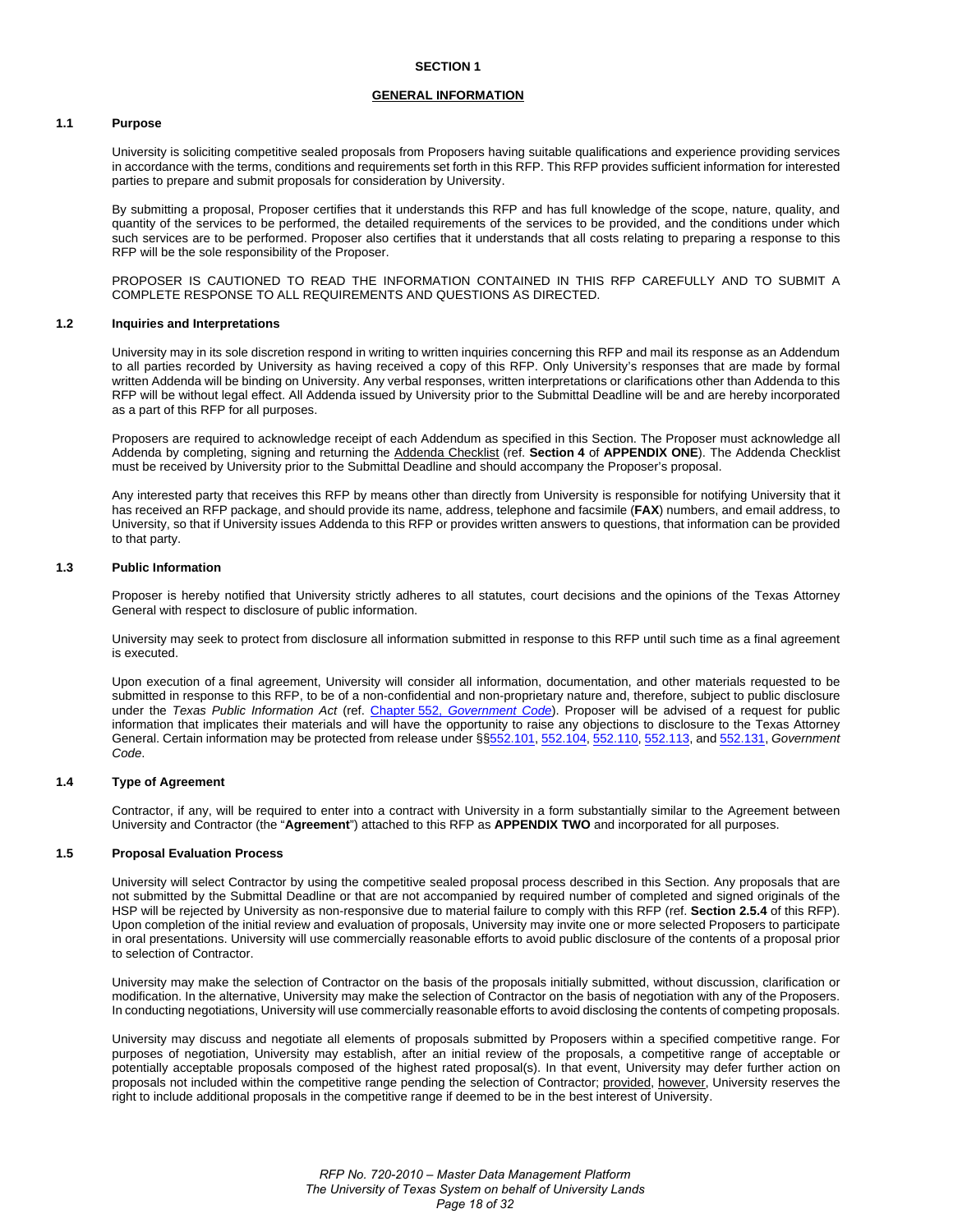# SECTION 1

## GENERAL INFORMATION

### 1.1 Purpose

University is soliciting competitive sealed proposals from Proposers having suitable qualifications and experience providing services in accordance with the terms, conditions and requirements set forth in this RFP. This RFP provides sufficient information for interested parties to prepare and submit proposals for consideration by University.

By submitting a proposal, Proposer certifies that it understands this RFP and has full knowledge of the scope, nature, quality, and quantity of the services to be performed, the detailed requirements of the services to be provided, and the conditions under which such services are to be performed. Proposer also certifies that it understands that all costs relating to preparing a response to this RFP will be the sole responsibility of the Proposer.

PROPOSER IS CAUTIONED TO READ THE INFORMATION CONTAINED IN THIS RFP CAREFULLY AND TO SUBMIT A COMPLETE RESPONSE TO ALL REQUIREMENTS AND QUESTIONS AS DIRECTED.

### 1.2 Inquiries and Interpretations

University may in its sole discretion respond in writing to written inquiries concerning this RFP and mail its response as an Addendum to all parties recorded by University as having received a copy of this RFP. Only University's responses that are made by formal written Addenda will be binding on University. Any verbal responses, written interpretations or clarifications other than Addenda to this RFP will be without legal effect. All Addenda issued by University prior to the Submittal Deadline will be and are hereby incorporated as a part of this RFP for all purposes.

Proposers are required to acknowledge receipt of each Addendum as specified in this Section. The Proposer must acknowledge all Addenda by completing, signing and returning the Addenda Checklist (ref. **Section 4** of **APPENDIX ONE**). The Addenda Checklist must be received by University prior to the Submittal Deadline and should accompany the Proposer's proposal.

Any interested party that receives this RFP by means other than directly from University is responsible for notifying University that it has received an RFP package, and should provide its name, address, telephone and facsimile (**FAX**) numbers, and email address, to University, so that if University issues Addenda to this RFP or provides written answers to questions, that information can be provided to that party.

### 1.3 Public Information

Proposer is hereby notified that University strictly adheres to all statutes, court decisions and the opinions of the Texas Attorney General with respect to disclosure of public information.

University may seek to protect from disclosure all information submitted in response to this RFP until such time as a final agreement is executed.

Upon execution of a final agreement, University will consider all information, documentation, and other materials requested to be submitted in response to this RFP, to be of a non-confidential and non-proprietary nature and, therefore, subject to public disclosure under the *Texas Public Information Act* (ref. Chapter 552, *Government Code*). Proposer will be advised of a request for public information that implicates their materials and will have the opportunity to raise any objections to disclosure to the Texas Attorney General. Certain information may be protected from release under §§552.101, 552.104, 552.110, 552.113, and 552.131, *Government Code*.

### 1.4 Type of Agreement

Contractor, if any, will be required to enter into a contract with University in a form substantially similar to the Agreement between University and Contractor (the "**Agreement**") attached to this RFP as **APPENDIX TWO** and incorporated for all purposes.

### 1.5 Proposal Evaluation Process

University will select Contractor by using the competitive sealed proposal process described in this Section. Any proposals that are not submitted by the Submittal Deadline or that are not accompanied by required number of completed and signed originals of the HSP will be rejected by University as non-responsive due to material failure to comply with this RFP (ref. **Section 2.5.4** of this RFP). Upon completion of the initial review and evaluation of proposals, University may invite one or more selected Proposers to participate in oral presentations. University will use commercially reasonable efforts to avoid public disclosure of the contents of a proposal prior to selection of Contractor.

University may make the selection of Contractor on the basis of the proposals initially submitted, without discussion, clarification or modification. In the alternative, University may make the selection of Contractor on the basis of negotiation with any of the Proposers. In conducting negotiations, University will use commercially reasonable efforts to avoid disclosing the contents of competing proposals.

University may discuss and negotiate all elements of proposals submitted by Proposers within a specified competitive range. For purposes of negotiation, University may establish, after an initial review of the proposals, a competitive range of acceptable or potentially acceptable proposals composed of the highest rated proposal(s). In that event, University may defer further action on proposals not included within the competitive range pending the selection of Contractor; provided, however, University reserves the right to include additional proposals in the competitive range if deemed to be in the best interest of University.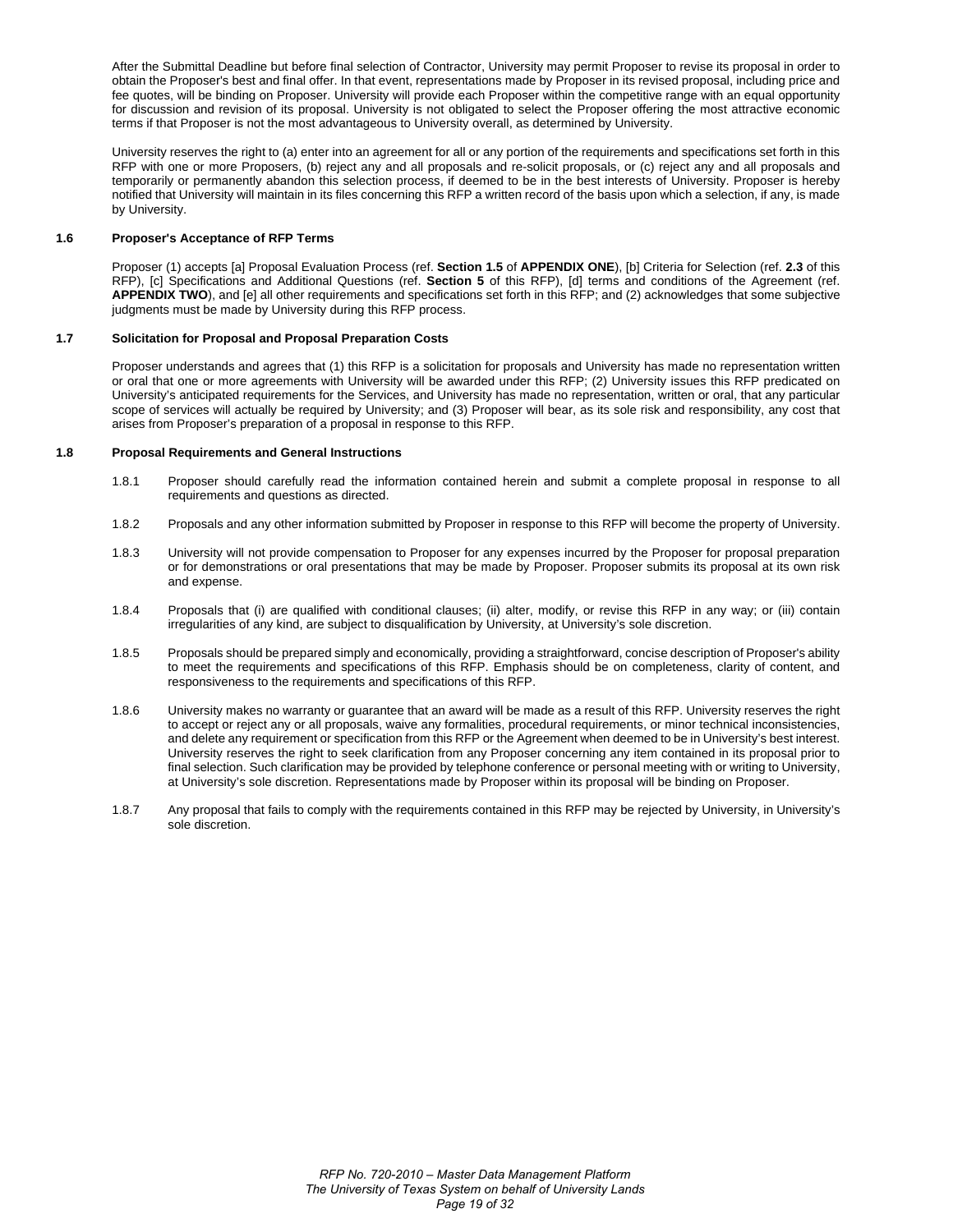After the Submittal Deadline but before final selection of Contractor, University may permit Proposer to revise its proposal in order to obtain the Proposer's best and final offer. In that event, representations made by Proposer in its revised proposal, including price and fee quotes, will be binding on Proposer. University will provide each Proposer within the competitive range with an equal opportunity for discussion and revision of its proposal. University is not obligated to select the Proposer offering the most attractive economic terms if that Proposer is not the most advantageous to University overall, as determined by University.

University reserves the right to (a) enter into an agreement for all or any portion of the requirements and specifications set forth in this RFP with one or more Proposers, (b) reject any and all proposals and re-solicit proposals, or (c) reject any and all proposals and temporarily or permanently abandon this selection process, if deemed to be in the best interests of University. Proposer is hereby notified that University will maintain in its files concerning this RFP a written record of the basis upon which a selection, if any, is made by University.

### 1.6 Proposer's Acceptance of RFP Terms

Proposer (1) accepts [a] Proposal Evaluation Process (ref. **Section 1.5** of **APPENDIX ONE**), [b] Criteria for Selection (ref. **2.3** of this RFP), [c] Specifications and Additional Questions (ref. **Section 5** of this RFP), [d] terms and conditions of the Agreement (ref. **APPENDIX TWO**), and [e] all other requirements and specifications set forth in this RFP; and (2) acknowledges that some subjective judgments must be made by University during this RFP process.

### 1.7 Solicitation for Proposal and Proposal Preparation Costs

Proposer understands and agrees that (1) this RFP is a solicitation for proposals and University has made no representation written or oral that one or more agreements with University will be awarded under this RFP; (2) University issues this RFP predicated on University's anticipated requirements for the Services, and University has made no representation, written or oral, that any particular scope of services will actually be required by University; and (3) Proposer will bear, as its sole risk and responsibility, any cost that arises from Proposer's preparation of a proposal in response to this RFP.

### 1.8 Proposal Requirements and General Instructions

1.8.1 Proposer should carefully read the information contained herein and submit a complete proposal in response to all requirements and questions as directed.

1.8.2 Proposals and any other information submitted by Proposer in response to this RFP will become the property of University.

1.8.3 University will not provide compensation to Proposer for any expenses incurred by the Proposer for proposal preparation or for demonstrations or oral presentations that may be made by Proposer. Proposer submits its proposal at its own risk and expense.

1.8.4 Proposals that (i) are qualified with conditional clauses; (ii) alter, modify, or revise this RFP in any way; or (iii) contain irregularities of any kind, are subject to disqualification by University, at University's sole discretion.

1.8.5 Proposals should be prepared simply and economically, providing a straightforward, concise description of Proposer's ability to meet the requirements and specifications of this RFP. Emphasis should be on completeness, clarity of content, and responsiveness to the requirements and specifications of this RFP.

1.8.6 University makes no warranty or guarantee that an award will be made as a result of this RFP. University reserves the right to accept or reject any or all proposals, waive any formalities, procedural requirements, or minor technical inconsistencies, and delete any requirement or specification from this RFP or the Agreement when deemed to be in University's best interest. University reserves the right to seek clarification from any Proposer concerning any item contained in its proposal prior to final selection. Such clarification may be provided by telephone conference or personal meeting with or writing to University, at University's sole discretion. Representations made by Proposer within its proposal will be binding on Proposer.

1.8.7 Any proposal that fails to comply with the requirements contained in this RFP may be rejected by University, in University's sole discretion.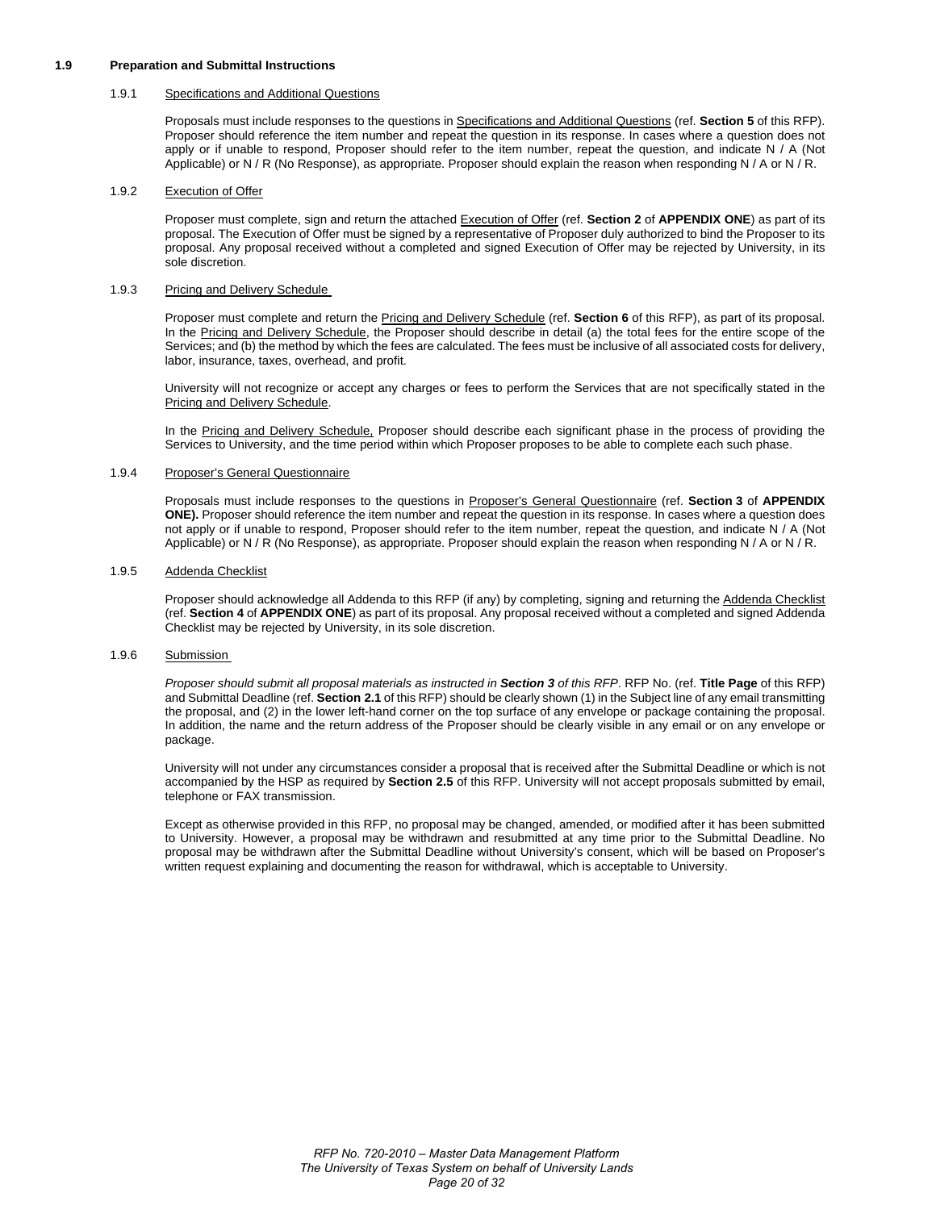## 1.9 Preparation and Submittal Instructions

### 1.9.1 Specifications and Additional Questions

Proposals must include responses to the questions in Specifications and Additional Questions (ref. **Section 5** of this RFP). Proposer should reference the item number and repeat the question in its response. In cases where a question does not apply or if unable to respond, Proposer should refer to the item number, repeat the question, and indicate N / A (Not Applicable) or N / R (No Response), as appropriate. Proposer should explain the reason when responding N / A or N / R.

### 1.9.2 Execution of Offer

Proposer must complete, sign and return the attached Execution of Offer (ref. **Section 2** of **APPENDIX ONE**) as part of its proposal. The Execution of Offer must be signed by a representative of Proposer duly authorized to bind the Proposer to its proposal. Any proposal received without a completed and signed Execution of Offer may be rejected by University, in its sole discretion.

### 1.9.3 Pricing and Delivery Schedule

Proposer must complete and return the Pricing and Delivery Schedule (ref. **Section 6** of this RFP), as part of its proposal. In the Pricing and Delivery Schedule, the Proposer should describe in detail (a) the total fees for the entire scope of the Services; and (b) the method by which the fees are calculated. The fees must be inclusive of all associated costs for delivery, labor, insurance, taxes, overhead, and profit.

University will not recognize or accept any charges or fees to perform the Services that are not specifically stated in the Pricing and Delivery Schedule.

In the Pricing and Delivery Schedule, Proposer should describe each significant phase in the process of providing the Services to University, and the time period within which Proposer proposes to be able to complete each such phase.

### 1.9.4 Proposer's General Questionnaire

Proposals must include responses to the questions in Proposer's General Questionnaire (ref. **Section 3** of **APPENDIX ONE).** Proposer should reference the item number and repeat the question in its response. In cases where a question does not apply or if unable to respond, Proposer should refer to the item number, repeat the question, and indicate N / A (Not Applicable) or N / R (No Response), as appropriate. Proposer should explain the reason when responding N / A or N / R.

### 1.9.5 Addenda Checklist

Proposer should acknowledge all Addenda to this RFP (if any) by completing, signing and returning the Addenda Checklist (ref. **Section 4** of **APPENDIX ONE**) as part of its proposal. Any proposal received without a completed and signed Addenda Checklist may be rejected by University, in its sole discretion.

### 1.9.6 Submission

*Proposer should submit all proposal materials as instructed in **Section 3** of this RFP*. RFP No. (ref. **Title Page** of this RFP) and Submittal Deadline (ref. **Section 2.1** of this RFP) should be clearly shown (1) in the Subject line of any email transmitting the proposal, and (2) in the lower left-hand corner on the top surface of any envelope or package containing the proposal. In addition, the name and the return address of the Proposer should be clearly visible in any email or on any envelope or package.

University will not under any circumstances consider a proposal that is received after the Submittal Deadline or which is not accompanied by the HSP as required by **Section 2.5** of this RFP. University will not accept proposals submitted by email, telephone or FAX transmission.

Except as otherwise provided in this RFP, no proposal may be changed, amended, or modified after it has been submitted to University. However, a proposal may be withdrawn and resubmitted at any time prior to the Submittal Deadline. No proposal may be withdrawn after the Submittal Deadline without University's consent, which will be based on Proposer's written request explaining and documenting the reason for withdrawal, which is acceptable to University.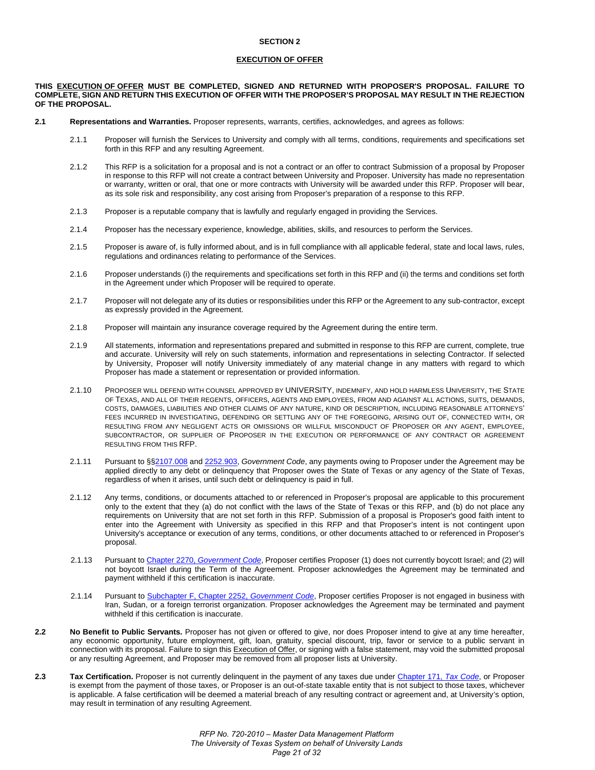## SECTION 2

## EXECUTION OF OFFER

**THIS EXECUTION OF OFFER MUST BE COMPLETED, SIGNED AND RETURNED WITH PROPOSER'S PROPOSAL. FAILURE TO COMPLETE, SIGN AND RETURN THIS EXECUTION OF OFFER WITH THE PROPOSER'S PROPOSAL MAY RESULT IN THE REJECTION OF THE PROPOSAL.**

**2.1 Representations and Warranties.** Proposer represents, warrants, certifies, acknowledges, and agrees as follows:

2.1.1 Proposer will furnish the Services to University and comply with all terms, conditions, requirements and specifications set forth in this RFP and any resulting Agreement.

2.1.2 This RFP is a solicitation for a proposal and is not a contract or an offer to contract Submission of a proposal by Proposer in response to this RFP will not create a contract between University and Proposer. University has made no representation or warranty, written or oral, that one or more contracts with University will be awarded under this RFP. Proposer will bear, as its sole risk and responsibility, any cost arising from Proposer's preparation of a response to this RFP.

2.1.3 Proposer is a reputable company that is lawfully and regularly engaged in providing the Services.

2.1.4 Proposer has the necessary experience, knowledge, abilities, skills, and resources to perform the Services.

2.1.5 Proposer is aware of, is fully informed about, and is in full compliance with all applicable federal, state and local laws, rules, regulations and ordinances relating to performance of the Services.

2.1.6 Proposer understands (i) the requirements and specifications set forth in this RFP and (ii) the terms and conditions set forth in the Agreement under which Proposer will be required to operate.

2.1.7 Proposer will not delegate any of its duties or responsibilities under this RFP or the Agreement to any sub-contractor, except as expressly provided in the Agreement.

2.1.8 Proposer will maintain any insurance coverage required by the Agreement during the entire term.

2.1.9 All statements, information and representations prepared and submitted in response to this RFP are current, complete, true and accurate. University will rely on such statements, information and representations in selecting Contractor. If selected by University, Proposer will notify University immediately of any material change in any matters with regard to which Proposer has made a statement or representation or provided information.

2.1.10 PROPOSER WILL DEFEND WITH COUNSEL APPROVED BY UNIVERSITY, INDEMNIFY, AND HOLD HARMLESS UNIVERSITY, THE STATE OF TEXAS, AND ALL OF THEIR REGENTS, OFFICERS, AGENTS AND EMPLOYEES, FROM AND AGAINST ALL ACTIONS, SUITS, DEMANDS, COSTS, DAMAGES, LIABILITIES AND OTHER CLAIMS OF ANY NATURE, KIND OR DESCRIPTION, INCLUDING REASONABLE ATTORNEYS' FEES INCURRED IN INVESTIGATING, DEFENDING OR SETTLING ANY OF THE FOREGOING, ARISING OUT OF, CONNECTED WITH, OR RESULTING FROM ANY NEGLIGENT ACTS OR OMISSIONS OR WILLFUL MISCONDUCT OF PROPOSER OR ANY AGENT, EMPLOYEE, SUBCONTRACTOR, OR SUPPLIER OF PROPOSER IN THE EXECUTION OR PERFORMANCE OF ANY CONTRACT OR AGREEMENT RESULTING FROM THIS RFP.

2.1.11 Pursuant to §§2107.008 and 2252.903, *Government Code*, any payments owing to Proposer under the Agreement may be applied directly to any debt or delinquency that Proposer owes the State of Texas or any agency of the State of Texas, regardless of when it arises, until such debt or delinquency is paid in full.

2.1.12 Any terms, conditions, or documents attached to or referenced in Proposer's proposal are applicable to this procurement only to the extent that they (a) do not conflict with the laws of the State of Texas or this RFP, and (b) do not place any requirements on University that are not set forth in this RFP. Submission of a proposal is Proposer's good faith intent to enter into the Agreement with University as specified in this RFP and that Proposer's intent is not contingent upon University's acceptance or execution of any terms, conditions, or other documents attached to or referenced in Proposer's proposal.

2.1.13 Pursuant to Chapter 2270, *Government Code*, Proposer certifies Proposer (1) does not currently boycott Israel; and (2) will not boycott Israel during the Term of the Agreement. Proposer acknowledges the Agreement may be terminated and payment withheld if this certification is inaccurate.

2.1.14 Pursuant to Subchapter F, Chapter 2252, *Government Code*, Proposer certifies Proposer is not engaged in business with Iran, Sudan, or a foreign terrorist organization. Proposer acknowledges the Agreement may be terminated and payment withheld if this certification is inaccurate.

**2.2 No Benefit to Public Servants.** Proposer has not given or offered to give, nor does Proposer intend to give at any time hereafter, any economic opportunity, future employment, gift, loan, gratuity, special discount, trip, favor or service to a public servant in connection with its proposal. Failure to sign this Execution of Offer, or signing with a false statement, may void the submitted proposal or any resulting Agreement, and Proposer may be removed from all proposer lists at University.

**2.3 Tax Certification.** Proposer is not currently delinquent in the payment of any taxes due under Chapter 171, *Tax Code*, or Proposer is exempt from the payment of those taxes, or Proposer is an out-of-state taxable entity that is not subject to those taxes, whichever is applicable. A false certification will be deemed a material breach of any resulting contract or agreement and, at University's option, may result in termination of any resulting Agreement.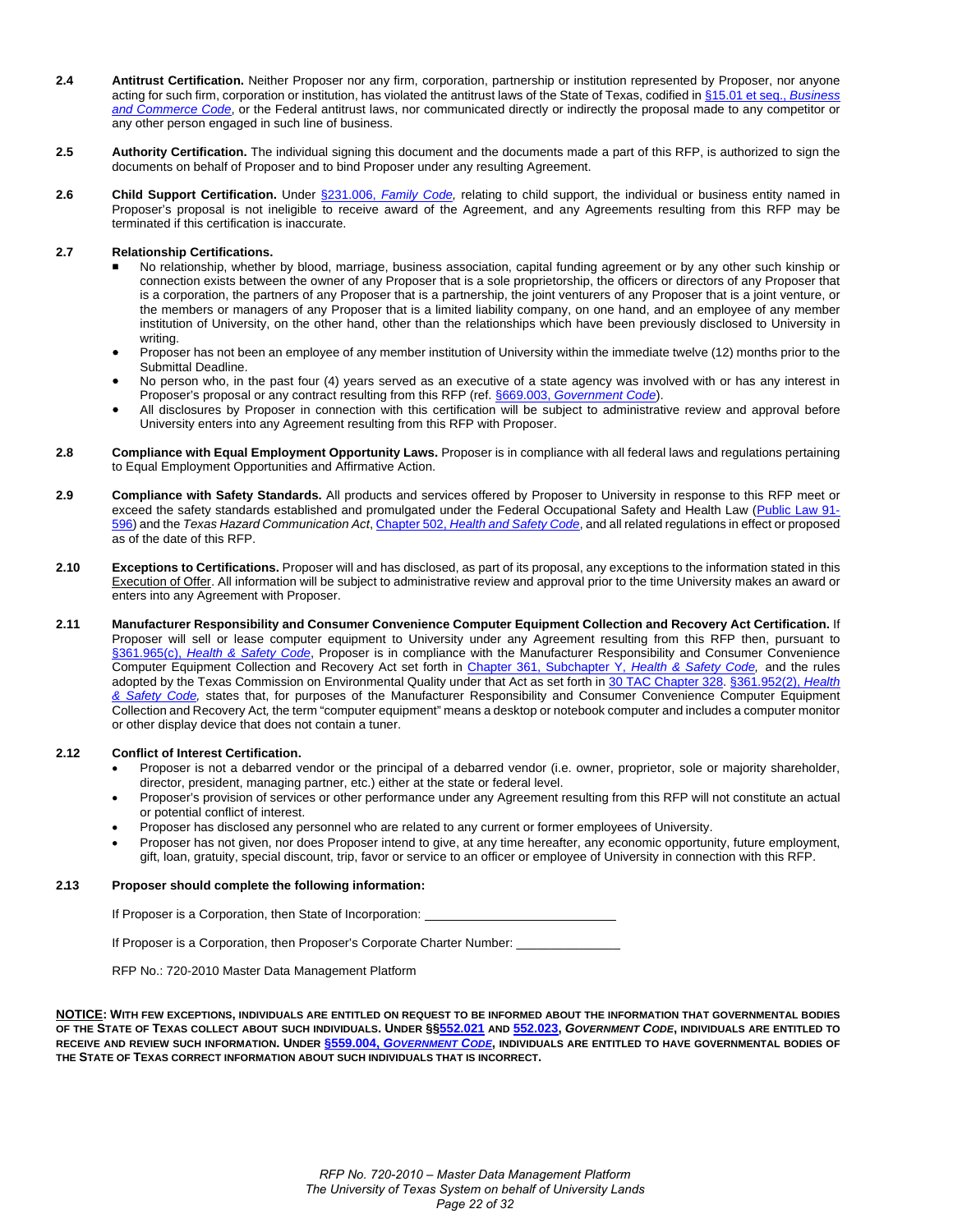**2.4 Antitrust Certification.** Neither Proposer nor any firm, corporation, partnership or institution represented by Proposer, nor anyone acting for such firm, corporation or institution, has violated the antitrust laws of the State of Texas, codified in §15.01 et seq., *Business and Commerce Code*, or the Federal antitrust laws, nor communicated directly or indirectly the proposal made to any competitor or any other person engaged in such line of business.

**2.5 Authority Certification.** The individual signing this document and the documents made a part of this RFP, is authorized to sign the documents on behalf of Proposer and to bind Proposer under any resulting Agreement.

**2.6 Child Support Certification.** Under §231.006, *Family Code*, relating to child support, the individual or business entity named in Proposer's proposal is not ineligible to receive award of the Agreement, and any Agreements resulting from this RFP may be terminated if this certification is inaccurate.

**2.7 Relationship Certifications.**

- No relationship, whether by blood, marriage, business association, capital funding agreement or by any other such kinship or connection exists between the owner of any Proposer that is a sole proprietorship, the officers or directors of any Proposer that is a corporation, the partners of any Proposer that is a partnership, the joint venturers of any Proposer that is a joint venture, or the members or managers of any Proposer that is a limited liability company, on one hand, and an employee of any member institution of University, on the other hand, other than the relationships which have been previously disclosed to University in writing.
- Proposer has not been an employee of any member institution of University within the immediate twelve (12) months prior to the Submittal Deadline.
- No person who, in the past four (4) years served as an executive of a state agency was involved with or has any interest in Proposer's proposal or any contract resulting from this RFP (ref. §669.003, *Government Code*).
- All disclosures by Proposer in connection with this certification will be subject to administrative review and approval before University enters into any Agreement resulting from this RFP with Proposer.

**2.8 Compliance with Equal Employment Opportunity Laws.** Proposer is in compliance with all federal laws and regulations pertaining to Equal Employment Opportunities and Affirmative Action.

**2.9 Compliance with Safety Standards.** All products and services offered by Proposer to University in response to this RFP meet or exceed the safety standards established and promulgated under the Federal Occupational Safety and Health Law (Public Law 91-596) and the *Texas Hazard Communication Act*, Chapter 502, *Health and Safety Code*, and all related regulations in effect or proposed as of the date of this RFP.

**2.10 Exceptions to Certifications.** Proposer will and has disclosed, as part of its proposal, any exceptions to the information stated in this Execution of Offer. All information will be subject to administrative review and approval prior to the time University makes an award or enters into any Agreement with Proposer.

**2.11 Manufacturer Responsibility and Consumer Convenience Computer Equipment Collection and Recovery Act Certification.** If Proposer will sell or lease computer equipment to University under any Agreement resulting from this RFP then, pursuant to §361.965(c), *Health & Safety Code*, Proposer is in compliance with the Manufacturer Responsibility and Consumer Convenience Computer Equipment Collection and Recovery Act set forth in Chapter 361, Subchapter Y, *Health & Safety Code*, and the rules adopted by the Texas Commission on Environmental Quality under that Act as set forth in 30 TAC Chapter 328. §361.952(2), *Health & Safety Code*, states that, for purposes of the Manufacturer Responsibility and Consumer Convenience Computer Equipment Collection and Recovery Act, the term "computer equipment" means a desktop or notebook computer and includes a computer monitor or other display device that does not contain a tuner.

**2.12 Conflict of Interest Certification.**

- Proposer is not a debarred vendor or the principal of a debarred vendor (i.e. owner, proprietor, sole or majority shareholder, director, president, managing partner, etc.) either at the state or federal level.
- Proposer's provision of services or other performance under any Agreement resulting from this RFP will not constitute an actual or potential conflict of interest.
- Proposer has disclosed any personnel who are related to any current or former employees of University.
- Proposer has not given, nor does Proposer intend to give, at any time hereafter, any economic opportunity, future employment, gift, loan, gratuity, special discount, trip, favor or service to an officer or employee of University in connection with this RFP.

**2.13 Proposer should complete the following information:**

If Proposer is a Corporation, then State of Incorporation: ____________________________

If Proposer is a Corporation, then Proposer's Corporate Charter Number: ________________

RFP No.: 720-2010 Master Data Management Platform

**NOTICE: WITH FEW EXCEPTIONS, INDIVIDUALS ARE ENTITLED ON REQUEST TO BE INFORMED ABOUT THE INFORMATION THAT GOVERNMENTAL BODIES OF THE STATE OF TEXAS COLLECT ABOUT SUCH INDIVIDUALS. UNDER §§552.021 AND 552.023, *GOVERNMENT CODE*, INDIVIDUALS ARE ENTITLED TO RECEIVE AND REVIEW SUCH INFORMATION. UNDER §559.004, *GOVERNMENT CODE*, INDIVIDUALS ARE ENTITLED TO HAVE GOVERNMENTAL BODIES OF THE STATE OF TEXAS CORRECT INFORMATION ABOUT SUCH INDIVIDUALS THAT IS INCORRECT.**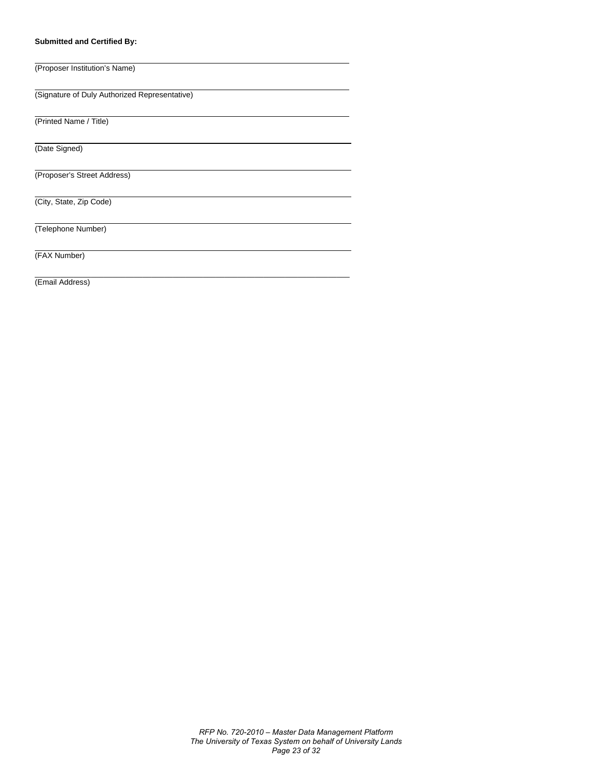**Submitted and Certified By:**

\_\_\_\_\_\_\_\_\_\_\_\_\_\_\_\_\_\_\_\_\_\_\_\_\_\_\_\_\_\_\_\_\_\_\_\_\_\_\_\_\_\_\_\_\_\_\_\_\_\_\_\_\_\_\_\_\_\_\_\_

(Proposer Institution's Name)

\_\_\_\_\_\_\_\_\_\_\_\_\_\_\_\_\_\_\_\_\_\_\_\_\_\_\_\_\_\_\_\_\_\_\_\_\_\_\_\_\_\_\_\_\_\_\_\_\_\_\_\_\_\_\_\_\_\_\_\_

(Signature of Duly Authorized Representative)

\_\_\_\_\_\_\_\_\_\_\_\_\_\_\_\_\_\_\_\_\_\_\_\_\_\_\_\_\_\_\_\_\_\_\_\_\_\_\_\_\_\_\_\_\_\_\_\_\_\_\_\_\_\_\_\_\_\_\_\_

(Printed Name / Title)

\_\_\_\_\_\_\_\_\_\_\_\_\_\_\_\_\_\_\_\_\_\_\_\_\_\_\_\_\_\_\_\_\_\_\_\_\_\_\_\_\_\_\_\_\_\_\_\_\_\_\_\_\_\_\_\_\_\_\_\_

(Date Signed)

\_\_\_\_\_\_\_\_\_\_\_\_\_\_\_\_\_\_\_\_\_\_\_\_\_\_\_\_\_\_\_\_\_\_\_\_\_\_\_\_\_\_\_\_\_\_\_\_\_\_\_\_\_\_\_\_\_\_\_\_

(Proposer's Street Address)

\_\_\_\_\_\_\_\_\_\_\_\_\_\_\_\_\_\_\_\_\_\_\_\_\_\_\_\_\_\_\_\_\_\_\_\_\_\_\_\_\_\_\_\_\_\_\_\_\_\_\_\_\_\_\_\_\_\_\_\_

(City, State, Zip Code)

\_\_\_\_\_\_\_\_\_\_\_\_\_\_\_\_\_\_\_\_\_\_\_\_\_\_\_\_\_\_\_\_\_\_\_\_\_\_\_\_\_\_\_\_\_\_\_\_\_\_\_\_\_\_\_\_\_\_\_\_

(Telephone Number)

\_\_\_\_\_\_\_\_\_\_\_\_\_\_\_\_\_\_\_\_\_\_\_\_\_\_\_\_\_\_\_\_\_\_\_\_\_\_\_\_\_\_\_\_\_\_\_\_\_\_\_\_\_\_\_\_\_\_\_\_

(FAX Number)

\_\_\_\_\_\_\_\_\_\_\_\_\_\_\_\_\_\_\_\_\_\_\_\_\_\_\_\_\_\_\_\_\_\_\_\_\_\_\_\_\_\_\_\_\_\_\_\_\_\_\_\_\_\_\_\_\_\_\_\_

(Email Address)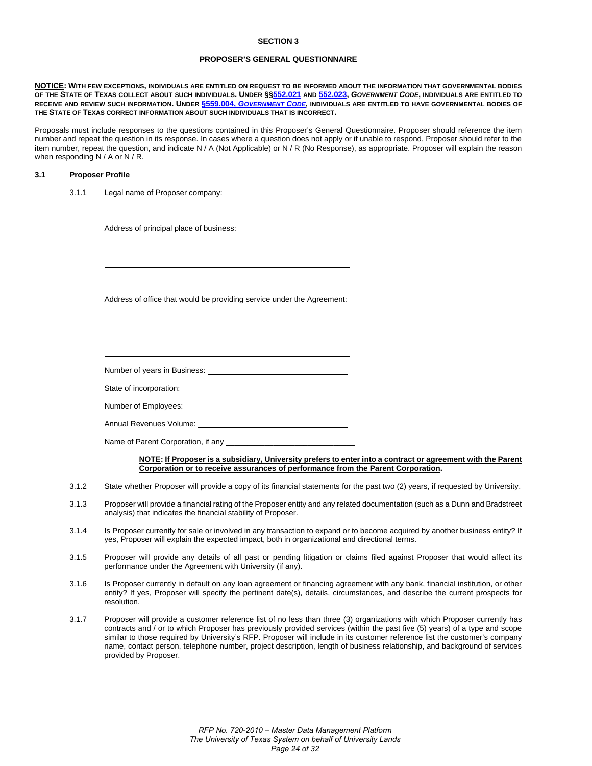## SECTION 3

### PROPOSER'S GENERAL QUESTIONNAIRE

**NOTICE: WITH FEW EXCEPTIONS, INDIVIDUALS ARE ENTITLED ON REQUEST TO BE INFORMED ABOUT THE INFORMATION THAT GOVERNMENTAL BODIES OF THE STATE OF TEXAS COLLECT ABOUT SUCH INDIVIDUALS. UNDER §§552.021 AND 552.023, *GOVERNMENT CODE*, INDIVIDUALS ARE ENTITLED TO RECEIVE AND REVIEW SUCH INFORMATION. UNDER §559.004, *GOVERNMENT CODE*, INDIVIDUALS ARE ENTITLED TO HAVE GOVERNMENTAL BODIES OF THE STATE OF TEXAS CORRECT INFORMATION ABOUT SUCH INDIVIDUALS THAT IS INCORRECT.**

Proposals must include responses to the questions contained in this Proposer's General Questionnaire. Proposer should reference the item number and repeat the question in its response. In cases where a question does not apply or if unable to respond, Proposer should refer to the item number, repeat the question, and indicate N / A (Not Applicable) or N / R (No Response), as appropriate. Proposer will explain the reason when responding N / A or N / R.

**3.1 Proposer Profile**

3.1.1 Legal name of Proposer company:

\_\_\_\_\_\_\_\_\_\_\_\_\_\_\_\_\_\_\_\_\_\_\_\_\_\_\_\_\_\_\_\_\_\_\_\_\_\_\_\_\_\_\_\_

Address of principal place of business:

\_\_\_\_\_\_\_\_\_\_\_\_\_\_\_\_\_\_\_\_\_\_\_\_\_\_\_\_\_\_\_\_\_\_\_\_\_\_\_\_\_\_\_\_

\_\_\_\_\_\_\_\_\_\_\_\_\_\_\_\_\_\_\_\_\_\_\_\_\_\_\_\_\_\_\_\_\_\_\_\_\_\_\_\_\_\_\_\_

\_\_\_\_\_\_\_\_\_\_\_\_\_\_\_\_\_\_\_\_\_\_\_\_\_\_\_\_\_\_\_\_\_\_\_\_\_\_\_\_\_\_\_\_

Address of office that would be providing service under the Agreement:

\_\_\_\_\_\_\_\_\_\_\_\_\_\_\_\_\_\_\_\_\_\_\_\_\_\_\_\_\_\_\_\_\_\_\_\_\_\_\_\_\_\_\_\_

\_\_\_\_\_\_\_\_\_\_\_\_\_\_\_\_\_\_\_\_\_\_\_\_\_\_\_\_\_\_\_\_\_\_\_\_\_\_\_\_\_\_\_\_

\_\_\_\_\_\_\_\_\_\_\_\_\_\_\_\_\_\_\_\_\_\_\_\_\_\_\_\_\_\_\_\_\_\_\_\_\_\_\_\_\_\_\_\_

Number of years in Business: \_\_\_\_\_\_\_\_\_\_\_\_\_\_\_\_\_\_\_\_\_\_\_\_\_\_

State of incorporation: \_\_\_\_\_\_\_\_\_\_\_\_\_\_\_\_\_\_\_\_\_\_\_\_\_\_\_\_\_\_\_

Number of Employees: \_\_\_\_\_\_\_\_\_\_\_\_\_\_\_\_\_\_\_\_\_\_\_\_\_\_\_\_\_\_

Annual Revenues Volume: \_\_\_\_\_\_\_\_\_\_\_\_\_\_\_\_\_\_\_\_\_\_\_\_\_\_\_

Name of Parent Corporation, if any \_\_\_\_\_\_\_\_\_\_\_\_\_\_\_\_\_\_\_\_\_\_\_

**NOTE: If Proposer is a subsidiary, University prefers to enter into a contract or agreement with the Parent Corporation or to receive assurances of performance from the Parent Corporation.**

3.1.2 State whether Proposer will provide a copy of its financial statements for the past two (2) years, if requested by University.

3.1.3 Proposer will provide a financial rating of the Proposer entity and any related documentation (such as a Dunn and Bradstreet analysis) that indicates the financial stability of Proposer.

3.1.4 Is Proposer currently for sale or involved in any transaction to expand or to become acquired by another business entity? If yes, Proposer will explain the expected impact, both in organizational and directional terms.

3.1.5 Proposer will provide any details of all past or pending litigation or claims filed against Proposer that would affect its performance under the Agreement with University (if any).

3.1.6 Is Proposer currently in default on any loan agreement or financing agreement with any bank, financial institution, or other entity? If yes, Proposer will specify the pertinent date(s), details, circumstances, and describe the current prospects for resolution.

3.1.7 Proposer will provide a customer reference list of no less than three (3) organizations with which Proposer currently has contracts and / or to which Proposer has previously provided services (within the past five (5) years) of a type and scope similar to those required by University's RFP. Proposer will include in its customer reference list the customer's company name, contact person, telephone number, project description, length of business relationship, and background of services provided by Proposer.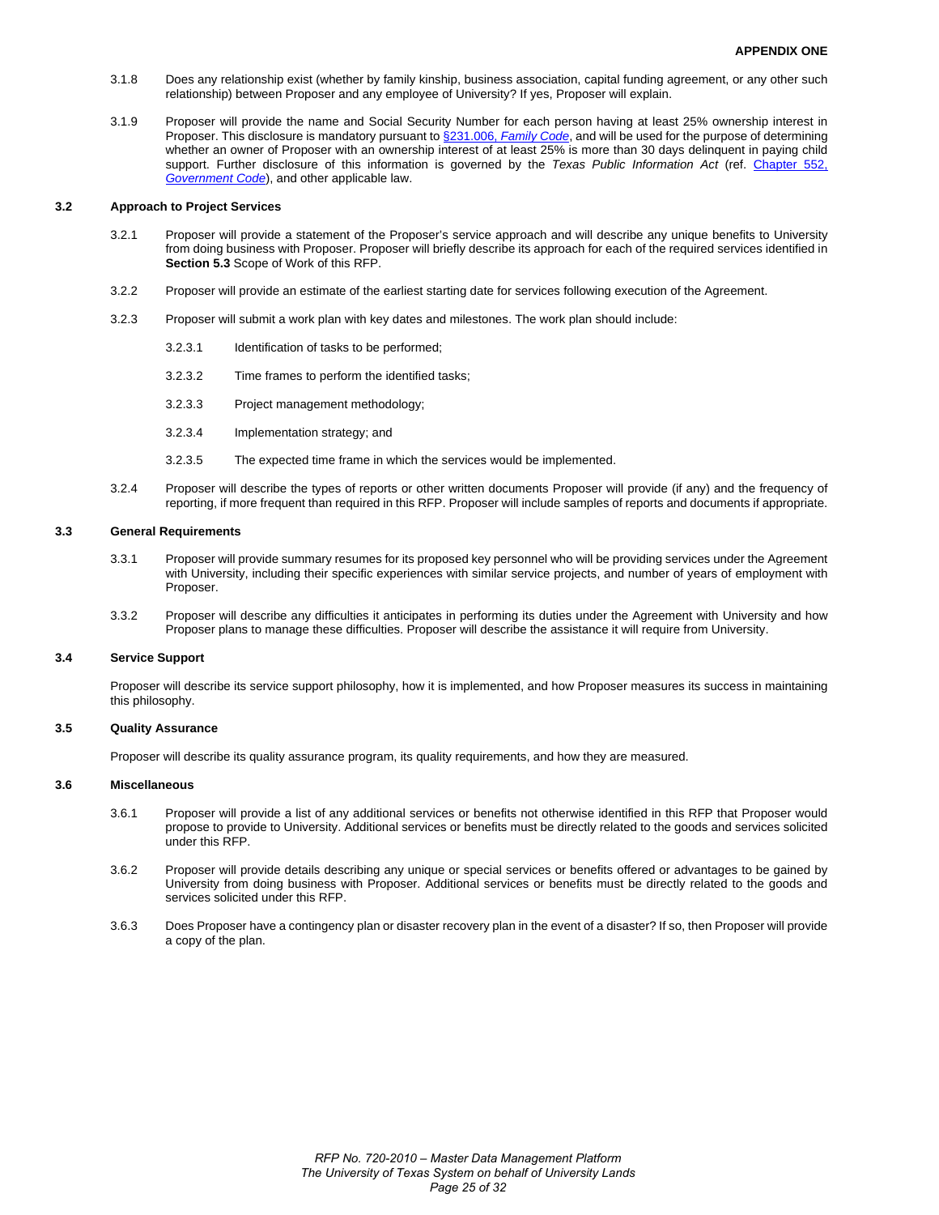3.1.8 Does any relationship exist (whether by family kinship, business association, capital funding agreement, or any other such relationship) between Proposer and any employee of University? If yes, Proposer will explain.

3.1.9 Proposer will provide the name and Social Security Number for each person having at least 25% ownership interest in Proposer. This disclosure is mandatory pursuant to §231.006, *Family Code*, and will be used for the purpose of determining whether an owner of Proposer with an ownership interest of at least 25% is more than 30 days delinquent in paying child support. Further disclosure of this information is governed by the *Texas Public Information Act* (ref. Chapter 552, *Government Code*), and other applicable law.

### 3.2 Approach to Project Services

3.2.1 Proposer will provide a statement of the Proposer's service approach and will describe any unique benefits to University from doing business with Proposer. Proposer will briefly describe its approach for each of the required services identified in **Section 5.3** Scope of Work of this RFP.

3.2.2 Proposer will provide an estimate of the earliest starting date for services following execution of the Agreement.

3.2.3 Proposer will submit a work plan with key dates and milestones. The work plan should include:

3.2.3.1 Identification of tasks to be performed;

3.2.3.2 Time frames to perform the identified tasks;

3.2.3.3 Project management methodology;

3.2.3.4 Implementation strategy; and

3.2.3.5 The expected time frame in which the services would be implemented.

3.2.4 Proposer will describe the types of reports or other written documents Proposer will provide (if any) and the frequency of reporting, if more frequent than required in this RFP. Proposer will include samples of reports and documents if appropriate.

### 3.3 General Requirements

3.3.1 Proposer will provide summary resumes for its proposed key personnel who will be providing services under the Agreement with University, including their specific experiences with similar service projects, and number of years of employment with Proposer.

3.3.2 Proposer will describe any difficulties it anticipates in performing its duties under the Agreement with University and how Proposer plans to manage these difficulties. Proposer will describe the assistance it will require from University.

### 3.4 Service Support

Proposer will describe its service support philosophy, how it is implemented, and how Proposer measures its success in maintaining this philosophy.

### 3.5 Quality Assurance

Proposer will describe its quality assurance program, its quality requirements, and how they are measured.

### 3.6 Miscellaneous

3.6.1 Proposer will provide a list of any additional services or benefits not otherwise identified in this RFP that Proposer would propose to provide to University. Additional services or benefits must be directly related to the goods and services solicited under this RFP.

3.6.2 Proposer will provide details describing any unique or special services or benefits offered or advantages to be gained by University from doing business with Proposer. Additional services or benefits must be directly related to the goods and services solicited under this RFP.

3.6.3 Does Proposer have a contingency plan or disaster recovery plan in the event of a disaster? If so, then Proposer will provide a copy of the plan.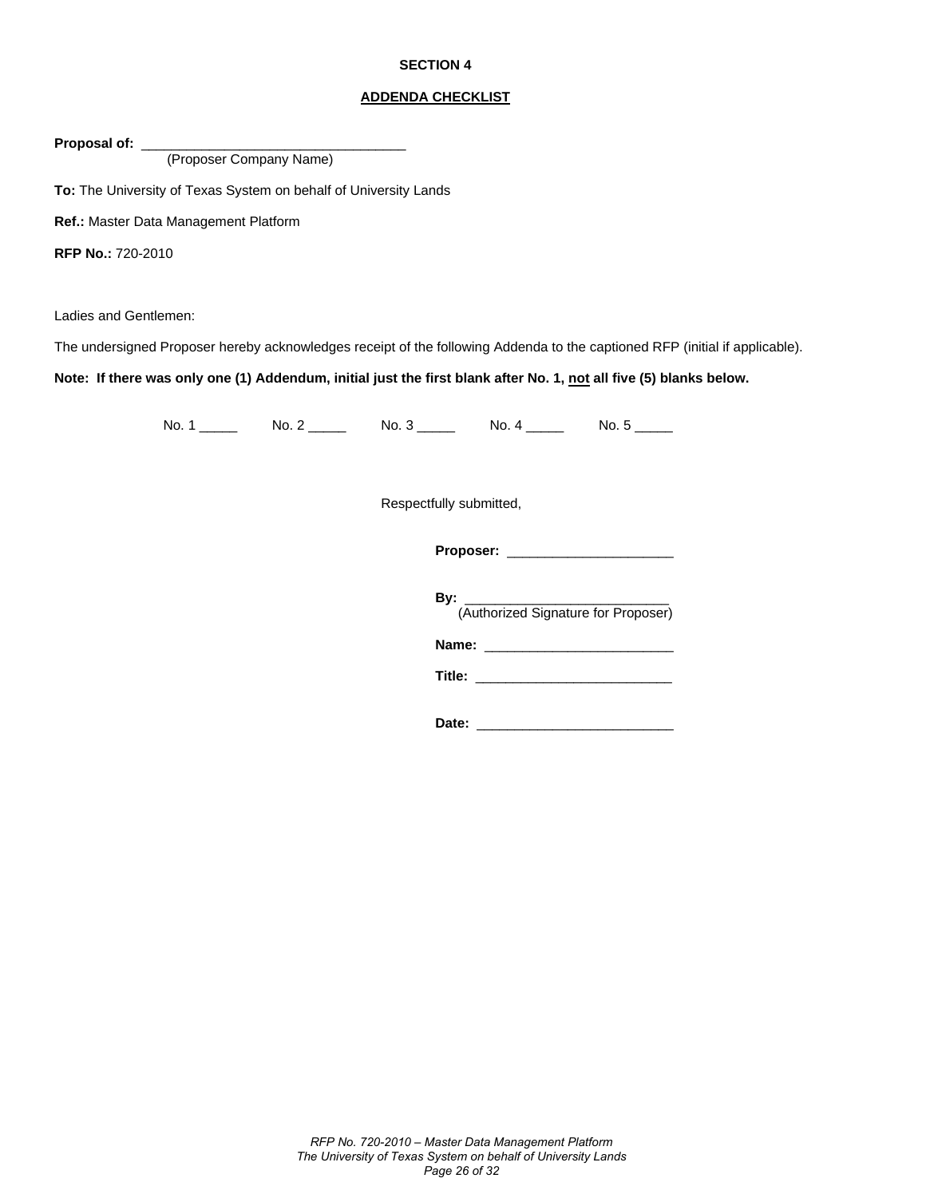**SECTION 4**

**ADDENDA CHECKLIST**

**Proposal of:** ___________________________________
(Proposer Company Name)

**To:** The University of Texas System on behalf of University Lands

**Ref.:** Master Data Management Platform

**RFP No.:** 720-2010

Ladies and Gentlemen:

The undersigned Proposer hereby acknowledges receipt of the following Addenda to the captioned RFP (initial if applicable).

**Note: If there was only one (1) Addendum, initial just the first blank after No. 1, not all five (5) blanks below.**

No. 1 _____ No. 2 _____ No. 3 _____ No. 4 _____ No. 5 _____

Respectfully submitted,

**Proposer:** ______________________

**By:** ___________________________
(Authorized Signature for Proposer)

**Name:** _________________________

**Title:** __________________________

**Date:** __________________________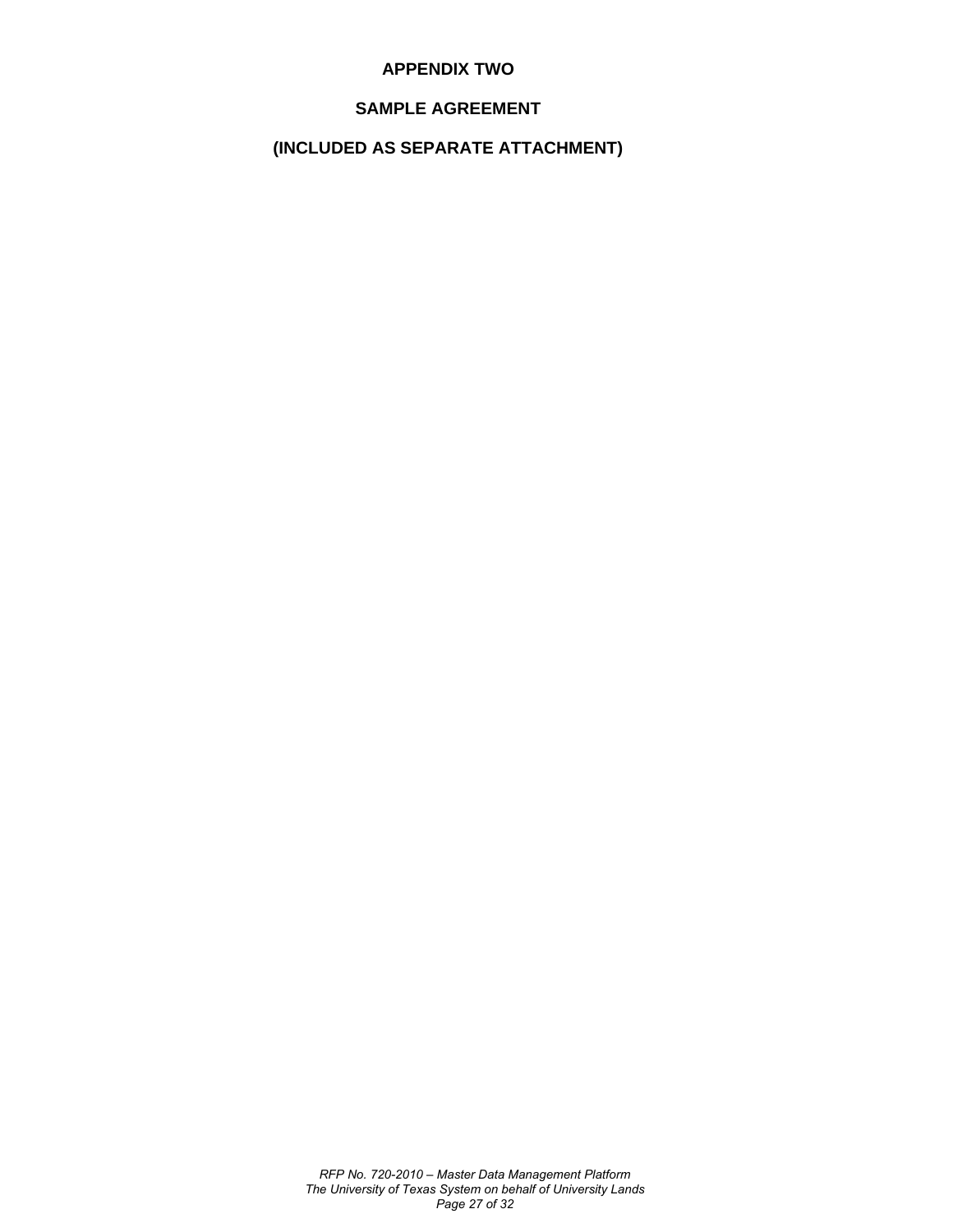# APPENDIX TWO

## SAMPLE AGREEMENT

## (INCLUDED AS SEPARATE ATTACHMENT)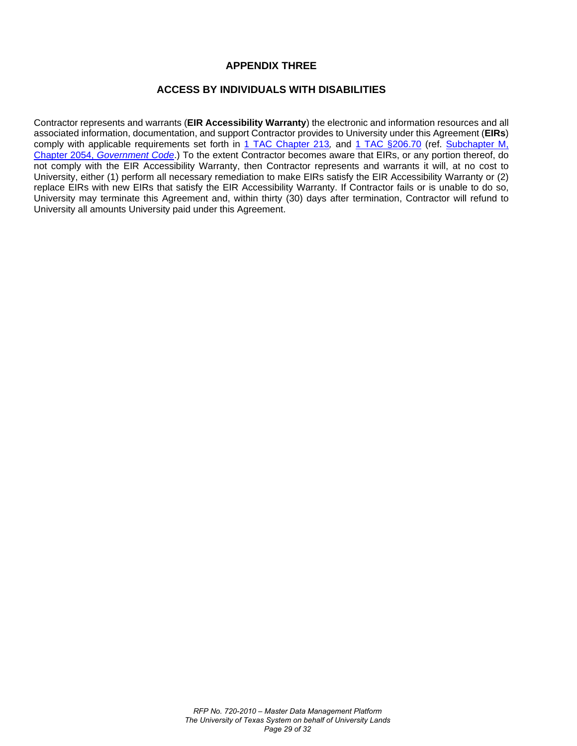# APPENDIX THREE

## ACCESS BY INDIVIDUALS WITH DISABILITIES

Contractor represents and warrants (**EIR Accessibility Warranty**) the electronic and information resources and all associated information, documentation, and support Contractor provides to University under this Agreement (**EIRs**) comply with applicable requirements set forth in 1 TAC Chapter 213*,* and 1 TAC §206.70 (ref. Subchapter M, Chapter 2054, *Government Code*.) To the extent Contractor becomes aware that EIRs, or any portion thereof, do not comply with the EIR Accessibility Warranty, then Contractor represents and warrants it will, at no cost to University, either (1) perform all necessary remediation to make EIRs satisfy the EIR Accessibility Warranty or (2) replace EIRs with new EIRs that satisfy the EIR Accessibility Warranty. If Contractor fails or is unable to do so, University may terminate this Agreement and, within thirty (30) days after termination, Contractor will refund to University all amounts University paid under this Agreement.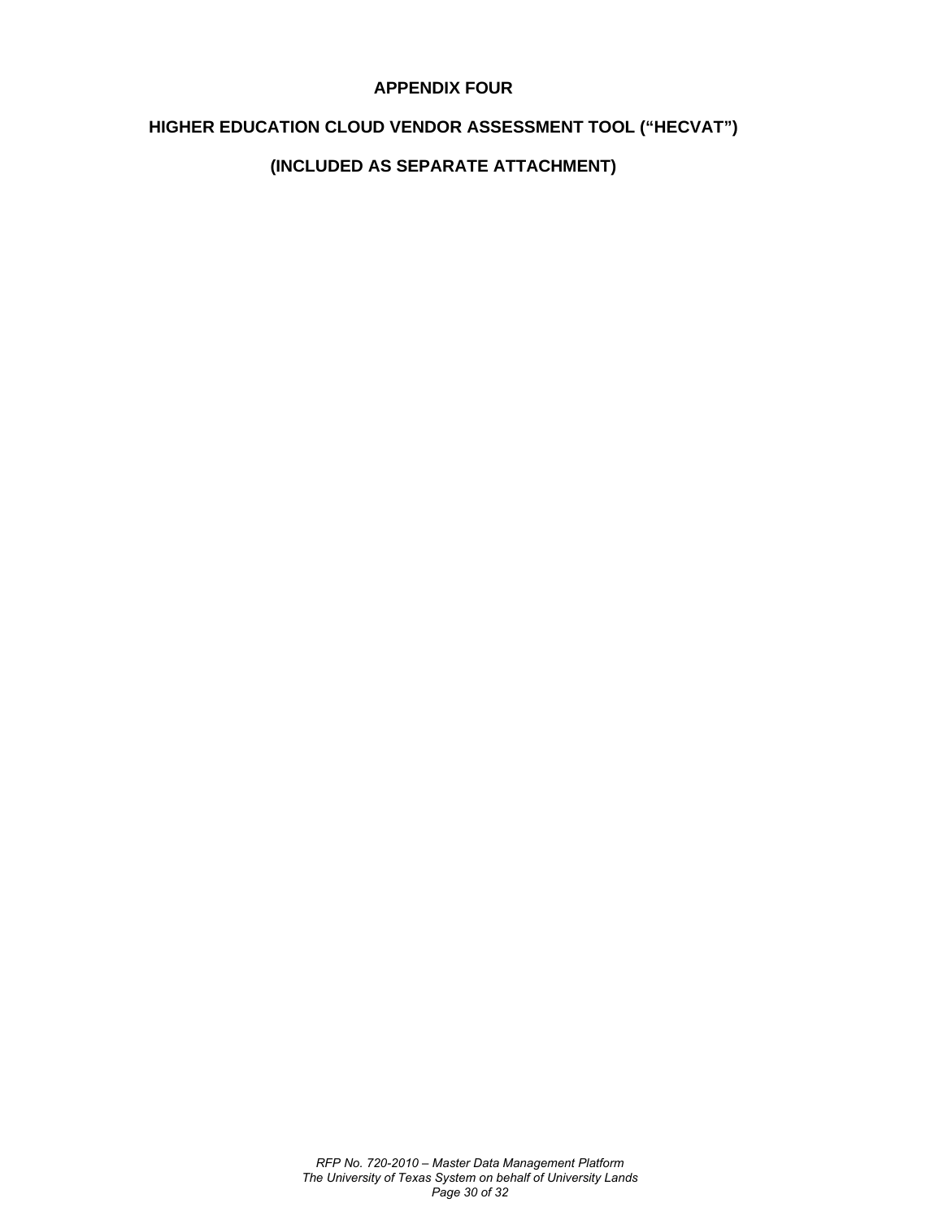# APPENDIX FOUR

## HIGHER EDUCATION CLOUD VENDOR ASSESSMENT TOOL ("HECVAT")

## (INCLUDED AS SEPARATE ATTACHMENT)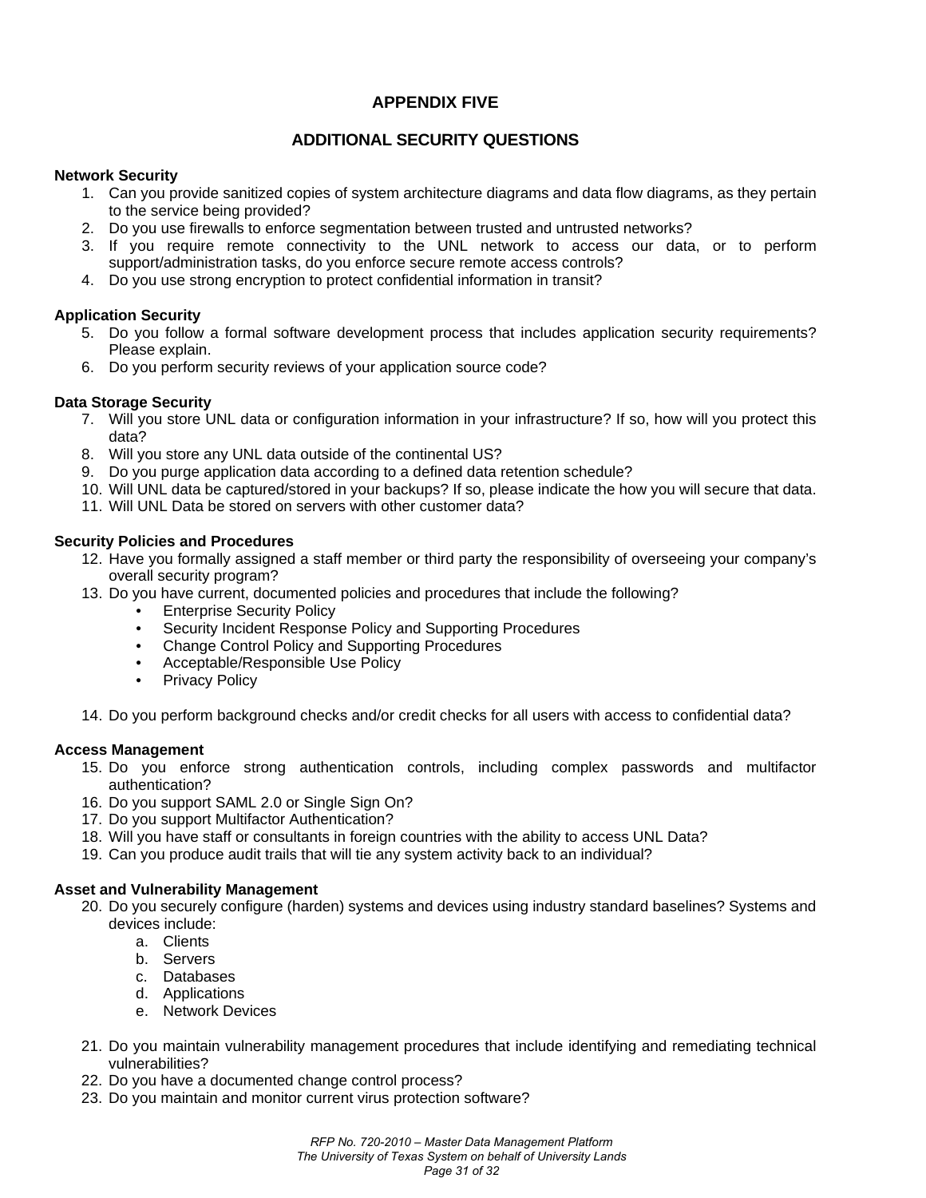# APPENDIX FIVE

## ADDITIONAL SECURITY QUESTIONS

**Network Security**

1. Can you provide sanitized copies of system architecture diagrams and data flow diagrams, as they pertain to the service being provided?
2. Do you use firewalls to enforce segmentation between trusted and untrusted networks?
3. If you require remote connectivity to the UNL network to access our data, or to perform support/administration tasks, do you enforce secure remote access controls?
4. Do you use strong encryption to protect confidential information in transit?

**Application Security**

5. Do you follow a formal software development process that includes application security requirements? Please explain.
6. Do you perform security reviews of your application source code?

**Data Storage Security**

7. Will you store UNL data or configuration information in your infrastructure? If so, how will you protect this data?
8. Will you store any UNL data outside of the continental US?
9. Do you purge application data according to a defined data retention schedule?
10. Will UNL data be captured/stored in your backups? If so, please indicate the how you will secure that data.
11. Will UNL Data be stored on servers with other customer data?

**Security Policies and Procedures**

12. Have you formally assigned a staff member or third party the responsibility of overseeing your company's overall security program?
13. Do you have current, documented policies and procedures that include the following?
    - Enterprise Security Policy
    - Security Incident Response Policy and Supporting Procedures
    - Change Control Policy and Supporting Procedures
    - Acceptable/Responsible Use Policy
    - Privacy Policy

14. Do you perform background checks and/or credit checks for all users with access to confidential data?

**Access Management**

15. Do you enforce strong authentication controls, including complex passwords and multifactor authentication?
16. Do you support SAML 2.0 or Single Sign On?
17. Do you support Multifactor Authentication?
18. Will you have staff or consultants in foreign countries with the ability to access UNL Data?
19. Can you produce audit trails that will tie any system activity back to an individual?

**Asset and Vulnerability Management**

20. Do you securely configure (harden) systems and devices using industry standard baselines? Systems and devices include:
    a. Clients
    b. Servers
    c. Databases
    d. Applications
    e. Network Devices

21. Do you maintain vulnerability management procedures that include identifying and remediating technical vulnerabilities?
22. Do you have a documented change control process?
23. Do you maintain and monitor current virus protection software?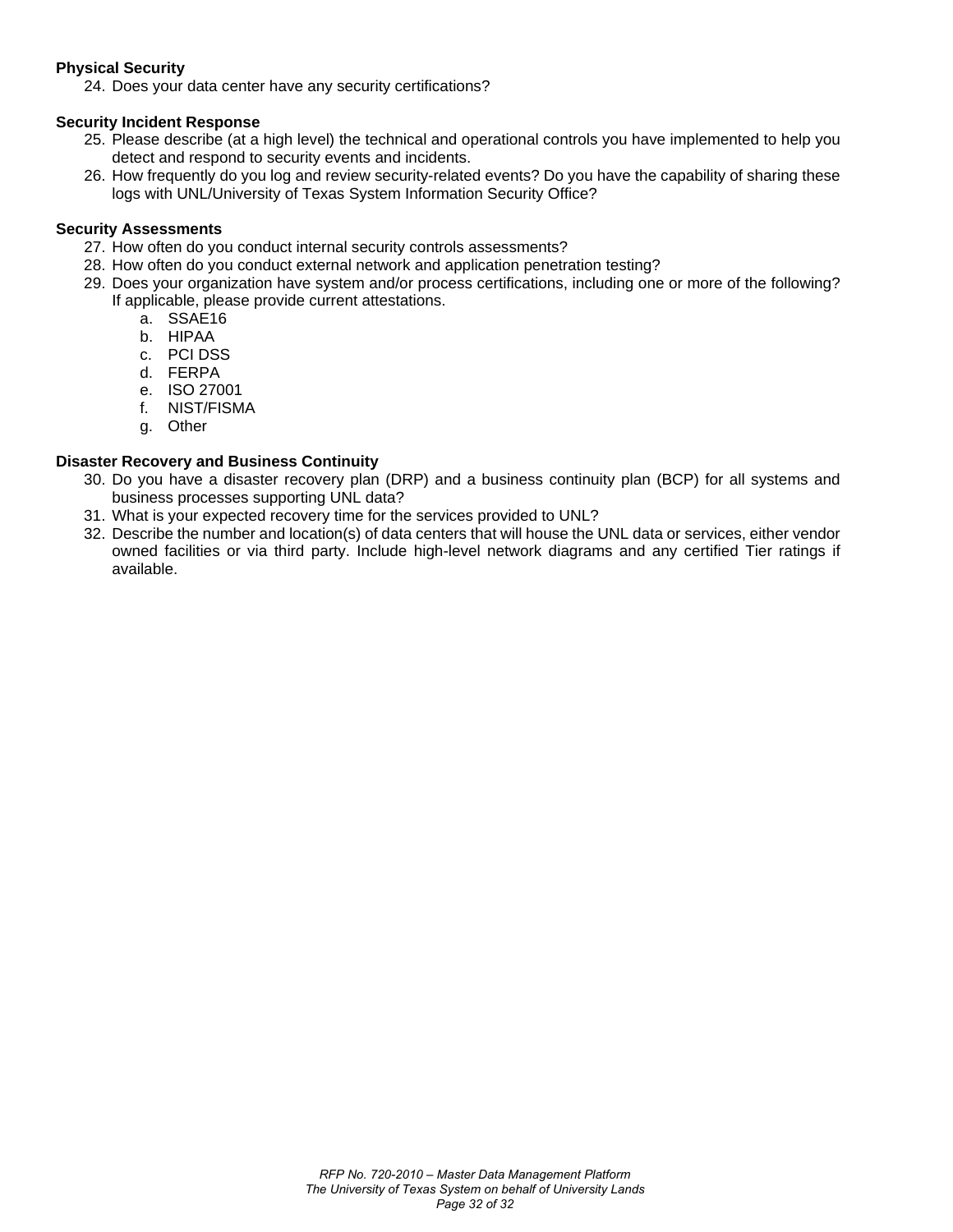**Physical Security**

24. Does your data center have any security certifications?

**Security Incident Response**

25. Please describe (at a high level) the technical and operational controls you have implemented to help you detect and respond to security events and incidents.
26. How frequently do you log and review security-related events? Do you have the capability of sharing these logs with UNL/University of Texas System Information Security Office?

**Security Assessments**

27. How often do you conduct internal security controls assessments?
28. How often do you conduct external network and application penetration testing?
29. Does your organization have system and/or process certifications, including one or more of the following? If applicable, please provide current attestations.
    a. SSAE16
    b. HIPAA
    c. PCI DSS
    d. FERPA
    e. ISO 27001
    f. NIST/FISMA
    g. Other

**Disaster Recovery and Business Continuity**

30. Do you have a disaster recovery plan (DRP) and a business continuity plan (BCP) for all systems and business processes supporting UNL data?
31. What is your expected recovery time for the services provided to UNL?
32. Describe the number and location(s) of data centers that will house the UNL data or services, either vendor owned facilities or via third party. Include high-level network diagrams and any certified Tier ratings if available.